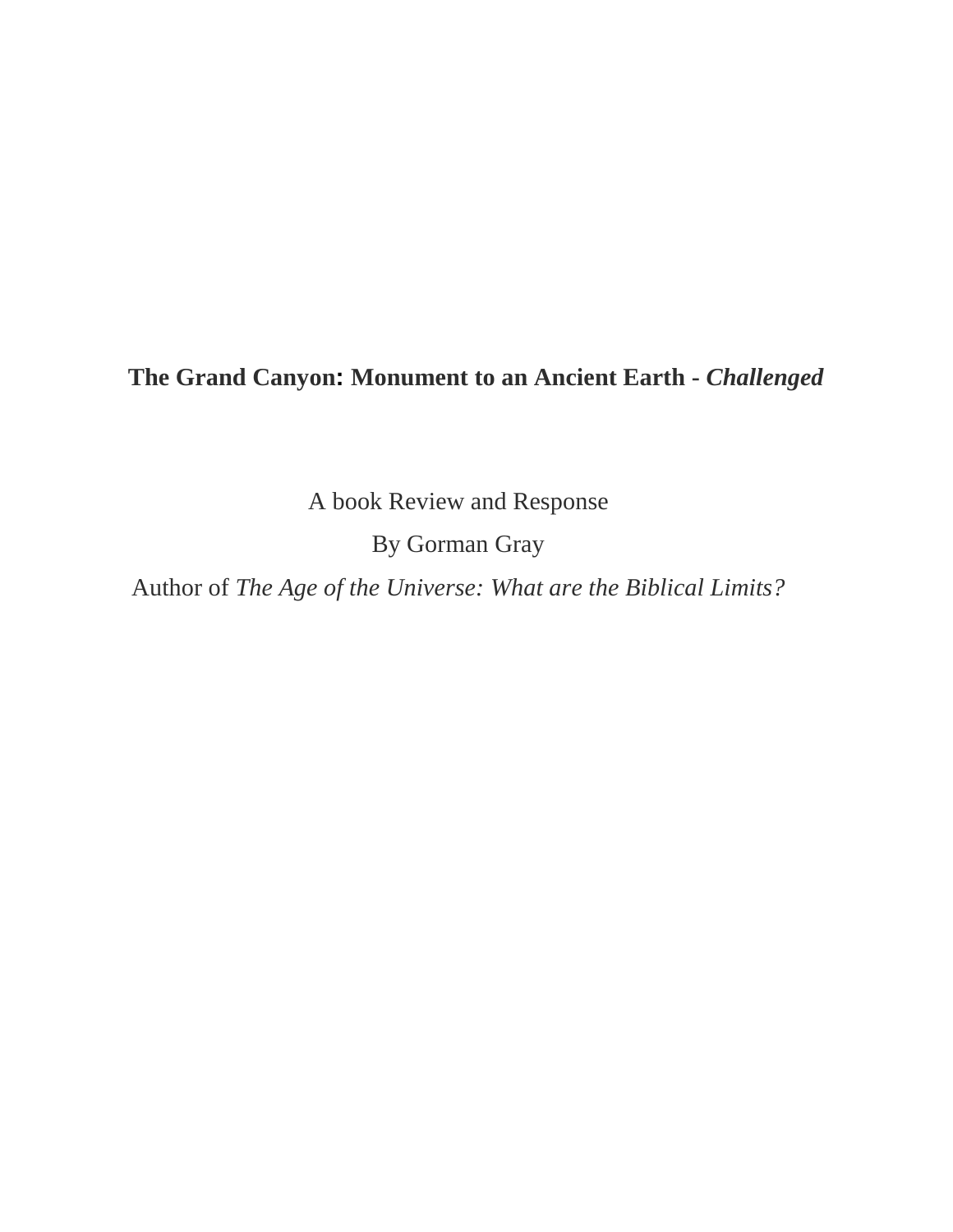# **The Grand Canyon: Monument to an Ancient Earth -** ***Challenged***

A book Review and Response

By Gorman Gray

Author of *The Age of the Universe: What are the Biblical Limits?*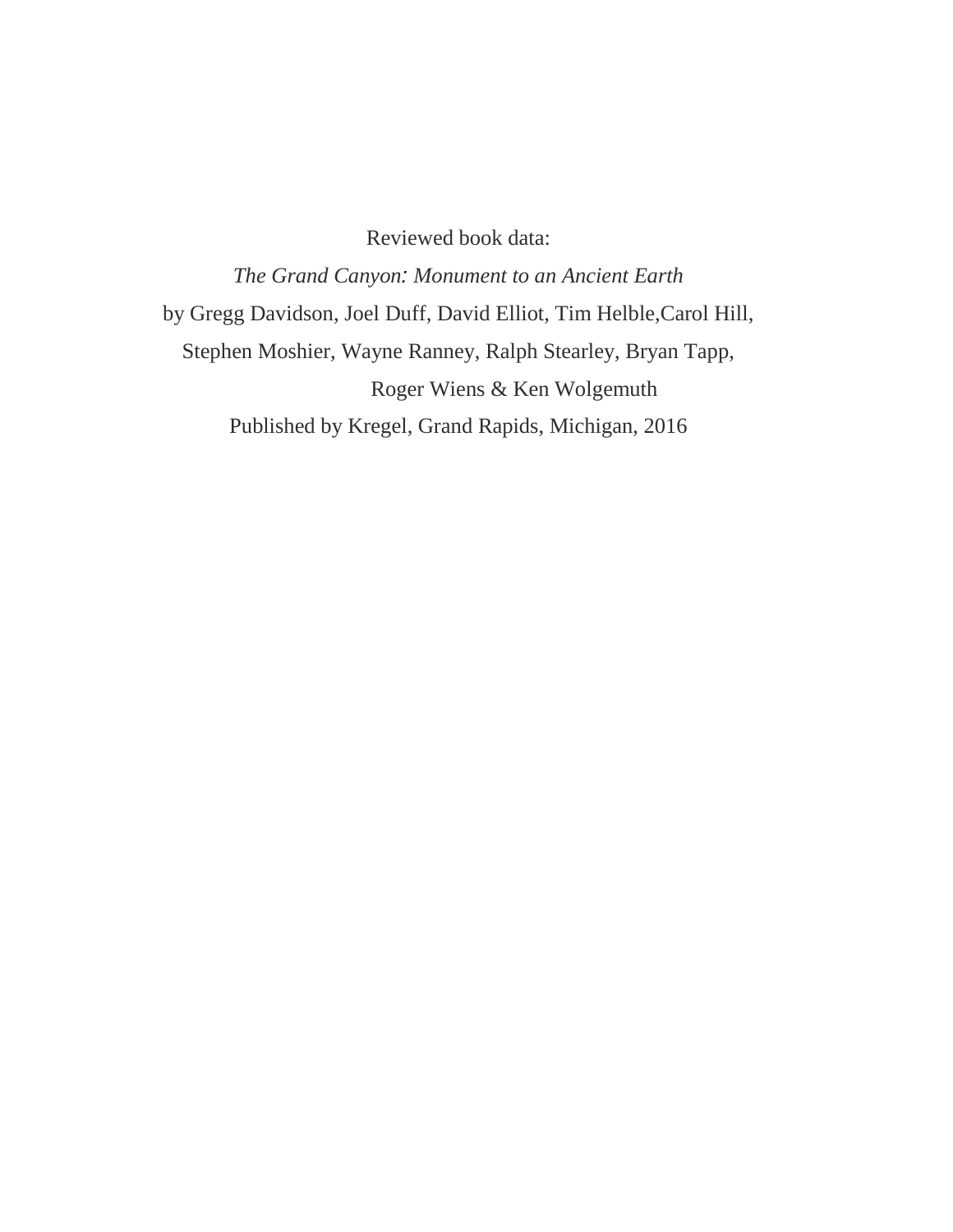Reviewed book data:

*The Grand Canyon: Monument to an Ancient Earth*

by Gregg Davidson, Joel Duff, David Elliot, Tim Helble,Carol Hill,
Stephen Moshier, Wayne Ranney, Ralph Stearley, Bryan Tapp,
Roger Wiens & Ken Wolgemuth

Published by Kregel, Grand Rapids, Michigan, 2016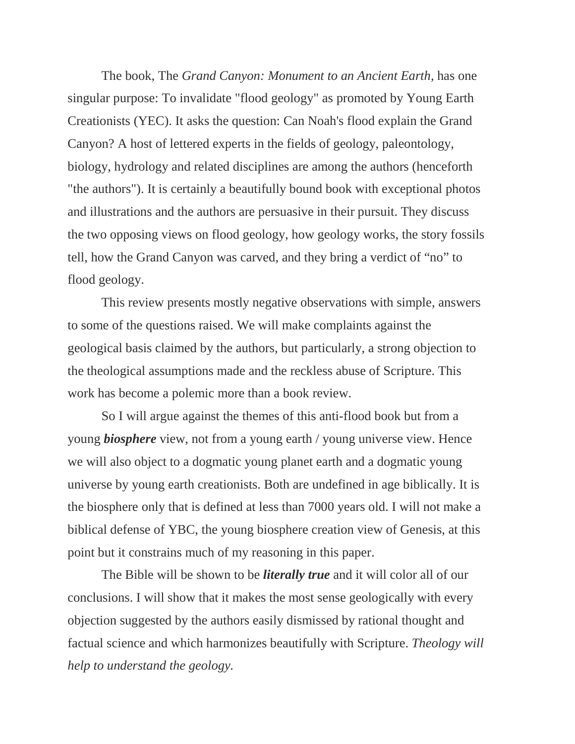The book, The *Grand Canyon: Monument to an Ancient Earth*, has one singular purpose: To invalidate "flood geology" as promoted by Young Earth Creationists (YEC). It asks the question: Can Noah's flood explain the Grand Canyon? A host of lettered experts in the fields of geology, paleontology, biology, hydrology and related disciplines are among the authors (henceforth "the authors"). It is certainly a beautifully bound book with exceptional photos and illustrations and the authors are persuasive in their pursuit. They discuss the two opposing views on flood geology, how geology works, the story fossils tell, how the Grand Canyon was carved, and they bring a verdict of "no" to flood geology.

This review presents mostly negative observations with simple, answers to some of the questions raised. We will make complaints against the geological basis claimed by the authors, but particularly, a strong objection to the theological assumptions made and the reckless abuse of Scripture. This work has become a polemic more than a book review.

So I will argue against the themes of this anti-flood book but from a young ***biosphere*** view, not from a young earth / young universe view. Hence we will also object to a dogmatic young planet earth and a dogmatic young universe by young earth creationists. Both are undefined in age biblically. It is the biosphere only that is defined at less than 7000 years old. I will not make a biblical defense of YBC, the young biosphere creation view of Genesis, at this point but it constrains much of my reasoning in this paper.

The Bible will be shown to be ***literally true*** and it will color all of our conclusions. I will show that it makes the most sense geologically with every objection suggested by the authors easily dismissed by rational thought and factual science and which harmonizes beautifully with Scripture. *Theology will help to understand the geology.*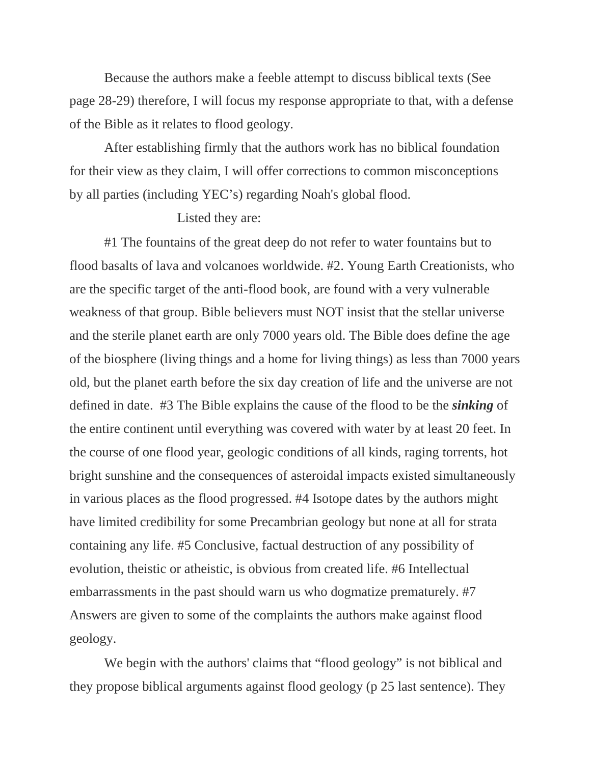Because the authors make a feeble attempt to discuss biblical texts (See page 28-29) therefore, I will focus my response appropriate to that, with a defense of the Bible as it relates to flood geology.

After establishing firmly that the authors work has no biblical foundation for their view as they claim, I will offer corrections to common misconceptions by all parties (including YEC's) regarding Noah's global flood.

Listed they are:

#1 The fountains of the great deep do not refer to water fountains but to flood basalts of lava and volcanoes worldwide. #2. Young Earth Creationists, who are the specific target of the anti-flood book, are found with a very vulnerable weakness of that group. Bible believers must NOT insist that the stellar universe and the sterile planet earth are only 7000 years old. The Bible does define the age of the biosphere (living things and a home for living things) as less than 7000 years old, but the planet earth before the six day creation of life and the universe are not defined in date. #3 The Bible explains the cause of the flood to be the ***sinking*** of the entire continent until everything was covered with water by at least 20 feet. In the course of one flood year, geologic conditions of all kinds, raging torrents, hot bright sunshine and the consequences of asteroidal impacts existed simultaneously in various places as the flood progressed. #4 Isotope dates by the authors might have limited credibility for some Precambrian geology but none at all for strata containing any life. #5 Conclusive, factual destruction of any possibility of evolution, theistic or atheistic, is obvious from created life. #6 Intellectual embarrassments in the past should warn us who dogmatize prematurely. #7 Answers are given to some of the complaints the authors make against flood geology.

We begin with the authors' claims that "flood geology" is not biblical and they propose biblical arguments against flood geology (p 25 last sentence). They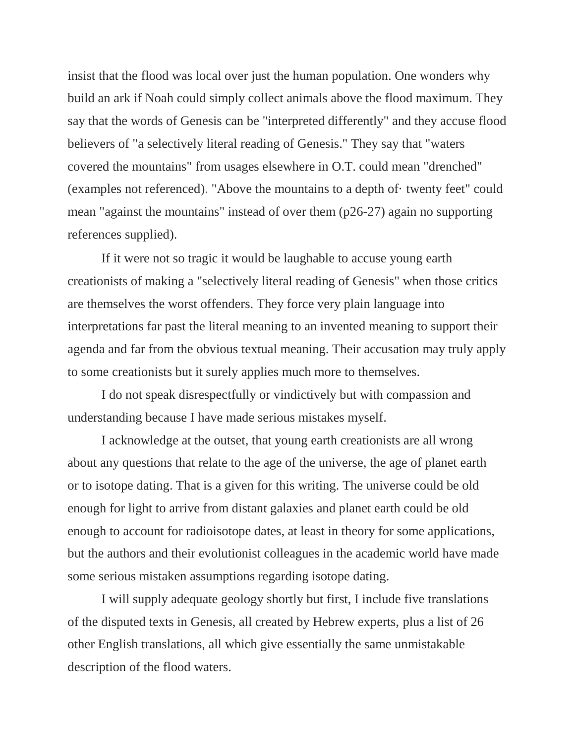insist that the flood was local over just the human population. One wonders why build an ark if Noah could simply collect animals above the flood maximum. They say that the words of Genesis can be "interpreted differently" and they accuse flood believers of "a selectively literal reading of Genesis." They say that "waters covered the mountains" from usages elsewhere in O.T. could mean "drenched" (examples not referenced). "Above the mountains to a depth of· twenty feet" could mean "against the mountains" instead of over them (p26-27) again no supporting references supplied).

If it were not so tragic it would be laughable to accuse young earth creationists of making a "selectively literal reading of Genesis" when those critics are themselves the worst offenders. They force very plain language into interpretations far past the literal meaning to an invented meaning to support their agenda and far from the obvious textual meaning. Their accusation may truly apply to some creationists but it surely applies much more to themselves.

I do not speak disrespectfully or vindictively but with compassion and understanding because I have made serious mistakes myself.

I acknowledge at the outset, that young earth creationists are all wrong about any questions that relate to the age of the universe, the age of planet earth or to isotope dating. That is a given for this writing. The universe could be old enough for light to arrive from distant galaxies and planet earth could be old enough to account for radioisotope dates, at least in theory for some applications, but the authors and their evolutionist colleagues in the academic world have made some serious mistaken assumptions regarding isotope dating.

I will supply adequate geology shortly but first, I include five translations of the disputed texts in Genesis, all created by Hebrew experts, plus a list of 26 other English translations, all which give essentially the same unmistakable description of the flood waters.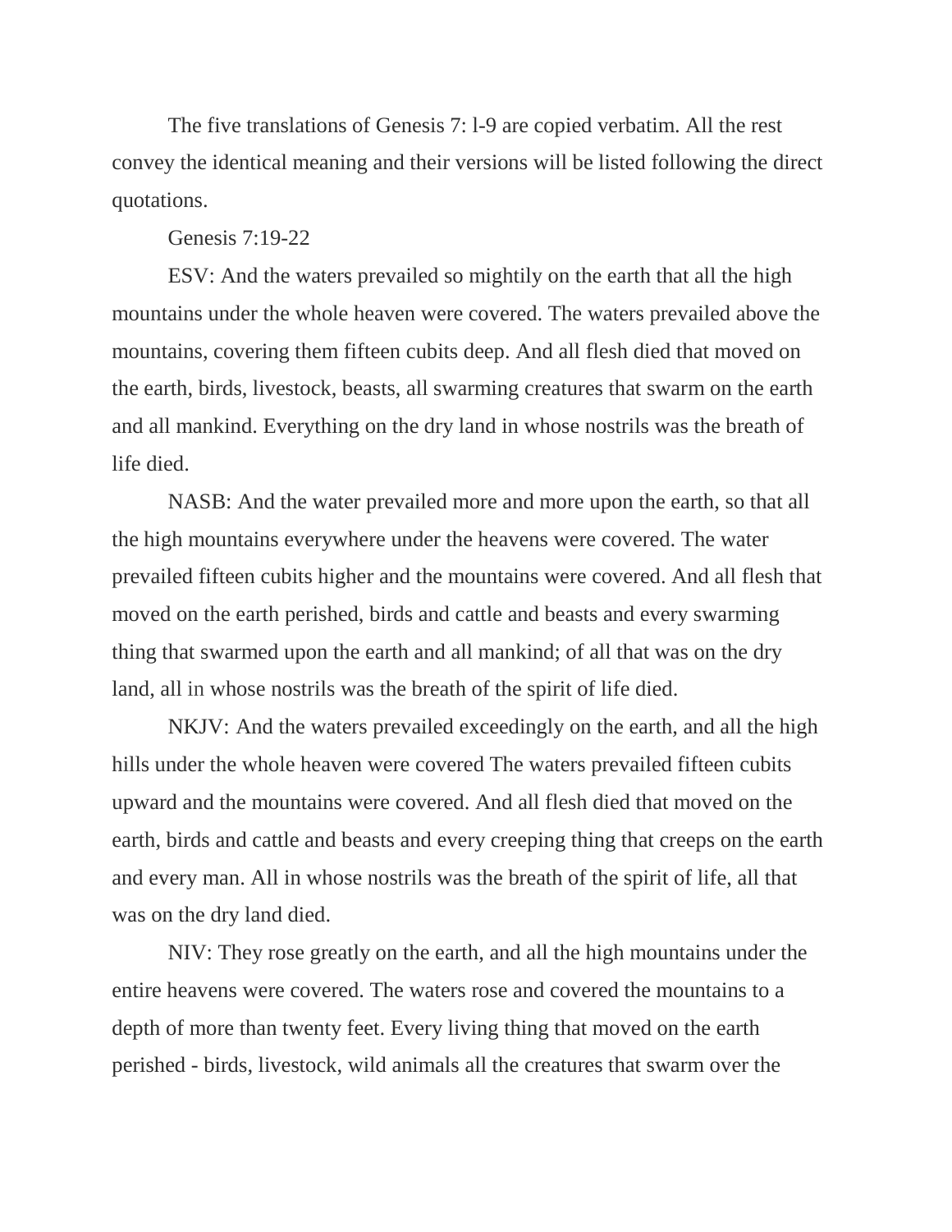The five translations of Genesis 7: l-9 are copied verbatim. All the rest convey the identical meaning and their versions will be listed following the direct quotations.

Genesis 7:19-22

ESV: And the waters prevailed so mightily on the earth that all the high mountains under the whole heaven were covered. The waters prevailed above the mountains, covering them fifteen cubits deep. And all flesh died that moved on the earth, birds, livestock, beasts, all swarming creatures that swarm on the earth and all mankind. Everything on the dry land in whose nostrils was the breath of life died.

NASB: And the water prevailed more and more upon the earth, so that all the high mountains everywhere under the heavens were covered. The water prevailed fifteen cubits higher and the mountains were covered. And all flesh that moved on the earth perished, birds and cattle and beasts and every swarming thing that swarmed upon the earth and all mankind; of all that was on the dry land, all in whose nostrils was the breath of the spirit of life died.

NKJV: And the waters prevailed exceedingly on the earth, and all the high hills under the whole heaven were covered The waters prevailed fifteen cubits upward and the mountains were covered. And all flesh died that moved on the earth, birds and cattle and beasts and every creeping thing that creeps on the earth and every man. All in whose nostrils was the breath of the spirit of life, all that was on the dry land died.

NIV: They rose greatly on the earth, and all the high mountains under the entire heavens were covered. The waters rose and covered the mountains to a depth of more than twenty feet. Every living thing that moved on the earth perished - birds, livestock, wild animals all the creatures that swarm over the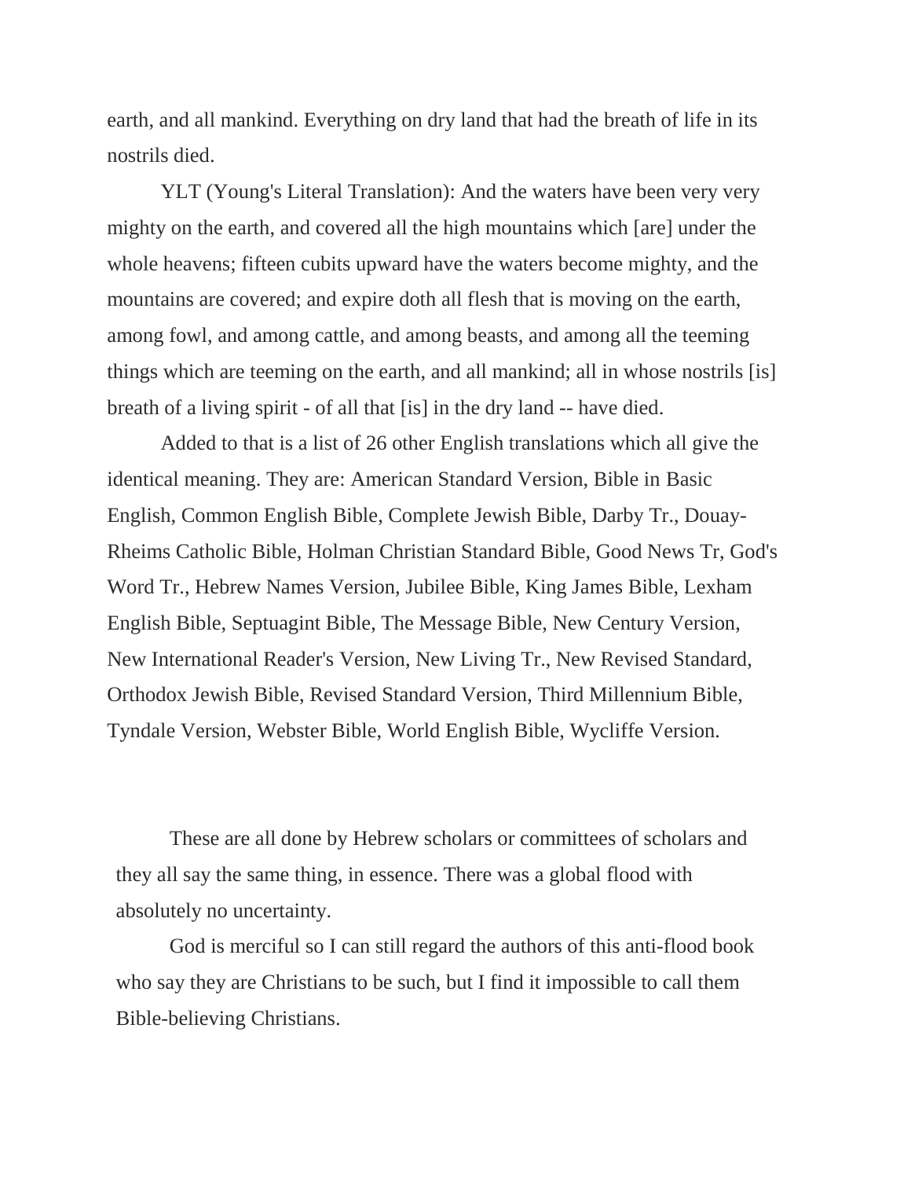earth, and all mankind. Everything on dry land that had the breath of life in its nostrils died.

YLT (Young's Literal Translation): And the waters have been very very mighty on the earth, and covered all the high mountains which [are] under the whole heavens; fifteen cubits upward have the waters become mighty, and the mountains are covered; and expire doth all flesh that is moving on the earth, among fowl, and among cattle, and among beasts, and among all the teeming things which are teeming on the earth, and all mankind; all in whose nostrils [is] breath of a living spirit - of all that [is] in the dry land -- have died.

Added to that is a list of 26 other English translations which all give the identical meaning. They are: American Standard Version, Bible in Basic English, Common English Bible, Complete Jewish Bible, Darby Tr., Douay-Rheims Catholic Bible, Holman Christian Standard Bible, Good News Tr, God's Word Tr., Hebrew Names Version, Jubilee Bible, King James Bible, Lexham English Bible, Septuagint Bible, The Message Bible, New Century Version, New International Reader's Version, New Living Tr., New Revised Standard, Orthodox Jewish Bible, Revised Standard Version, Third Millennium Bible, Tyndale Version, Webster Bible, World English Bible, Wycliffe Version.

These are all done by Hebrew scholars or committees of scholars and they all say the same thing, in essence. There was a global flood with absolutely no uncertainty.

God is merciful so I can still regard the authors of this anti-flood book who say they are Christians to be such, but I find it impossible to call them Bible-believing Christians.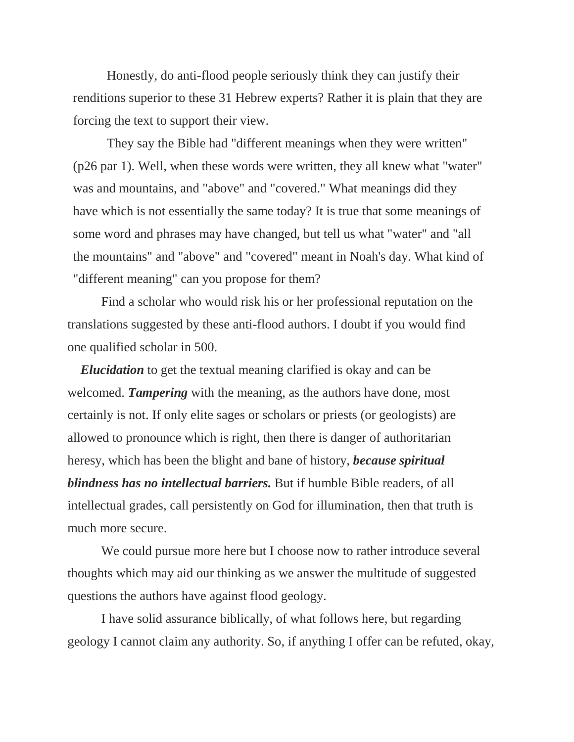Honestly, do anti-flood people seriously think they can justify their renditions superior to these 31 Hebrew experts? Rather it is plain that they are forcing the text to support their view.

They say the Bible had "different meanings when they were written" (p26 par 1). Well, when these words were written, they all knew what "water" was and mountains, and "above" and "covered." What meanings did they have which is not essentially the same today? It is true that some meanings of some word and phrases may have changed, but tell us what "water" and "all the mountains" and "above" and "covered" meant in Noah's day. What kind of "different meaning" can you propose for them?

Find a scholar who would risk his or her professional reputation on the translations suggested by these anti-flood authors. I doubt if you would find one qualified scholar in 500.

***Elucidation*** to get the textual meaning clarified is okay and can be welcomed. ***Tampering*** with the meaning, as the authors have done, most certainly is not. If only elite sages or scholars or priests (or geologists) are allowed to pronounce which is right, then there is danger of authoritarian heresy, which has been the blight and bane of history, ***because spiritual blindness has no intellectual barriers.*** But if humble Bible readers, of all intellectual grades, call persistently on God for illumination, then that truth is much more secure.

We could pursue more here but I choose now to rather introduce several thoughts which may aid our thinking as we answer the multitude of suggested questions the authors have against flood geology.

I have solid assurance biblically, of what follows here, but regarding geology I cannot claim any authority. So, if anything I offer can be refuted, okay,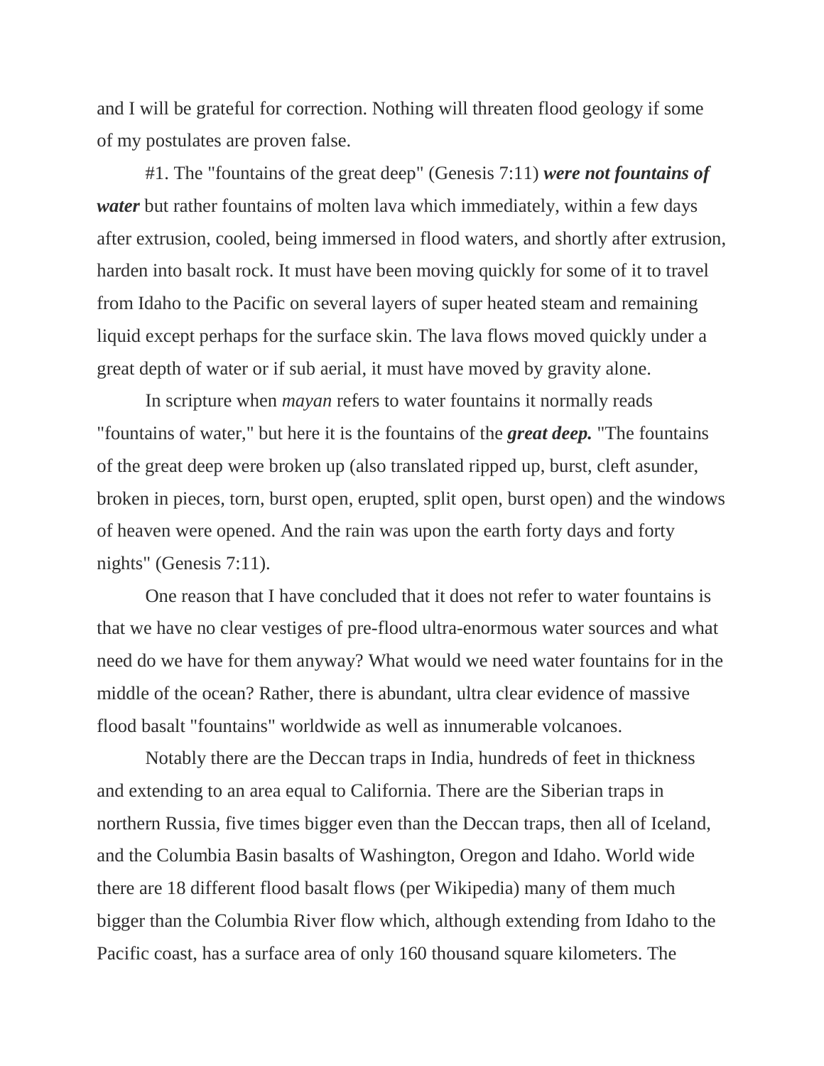and I will be grateful for correction. Nothing will threaten flood geology if some of my postulates are proven false.

#1. The "fountains of the great deep" (Genesis 7:11) ***were not fountains of water*** but rather fountains of molten lava which immediately, within a few days after extrusion, cooled, being immersed in flood waters, and shortly after extrusion, harden into basalt rock. It must have been moving quickly for some of it to travel from Idaho to the Pacific on several layers of super heated steam and remaining liquid except perhaps for the surface skin. The lava flows moved quickly under a great depth of water or if sub aerial, it must have moved by gravity alone.

In scripture when *mayan* refers to water fountains it normally reads "fountains of water," but here it is the fountains of the ***great deep.*** "The fountains of the great deep were broken up (also translated ripped up, burst, cleft asunder, broken in pieces, torn, burst open, erupted, split open, burst open) and the windows of heaven were opened. And the rain was upon the earth forty days and forty nights" (Genesis 7:11).

One reason that I have concluded that it does not refer to water fountains is that we have no clear vestiges of pre-flood ultra-enormous water sources and what need do we have for them anyway? What would we need water fountains for in the middle of the ocean? Rather, there is abundant, ultra clear evidence of massive flood basalt "fountains" worldwide as well as innumerable volcanoes.

Notably there are the Deccan traps in India, hundreds of feet in thickness and extending to an area equal to California. There are the Siberian traps in northern Russia, five times bigger even than the Deccan traps, then all of Iceland, and the Columbia Basin basalts of Washington, Oregon and Idaho. World wide there are 18 different flood basalt flows (per Wikipedia) many of them much bigger than the Columbia River flow which, although extending from Idaho to the Pacific coast, has a surface area of only 160 thousand square kilometers. The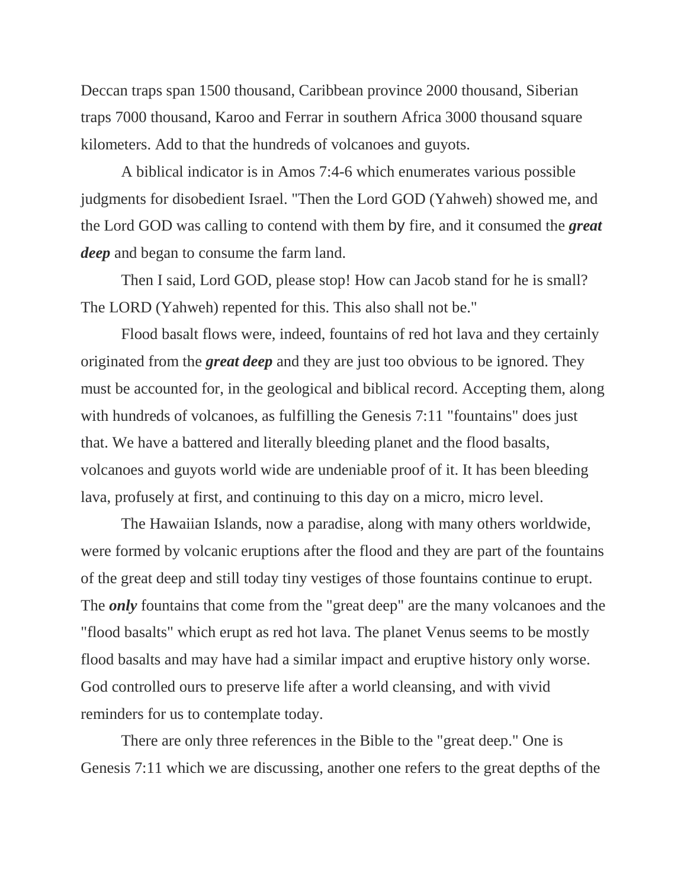Deccan traps span 1500 thousand, Caribbean province 2000 thousand, Siberian traps 7000 thousand, Karoo and Ferrar in southern Africa 3000 thousand square kilometers. Add to that the hundreds of volcanoes and guyots.

A biblical indicator is in Amos 7:4-6 which enumerates various possible judgments for disobedient Israel. "Then the Lord GOD (Yahweh) showed me, and the Lord GOD was calling to contend with them by fire, and it consumed the ***great deep*** and began to consume the farm land.

Then I said, Lord GOD, please stop! How can Jacob stand for he is small? The LORD (Yahweh) repented for this. This also shall not be."

Flood basalt flows were, indeed, fountains of red hot lava and they certainly originated from the ***great deep*** and they are just too obvious to be ignored. They must be accounted for, in the geological and biblical record. Accepting them, along with hundreds of volcanoes, as fulfilling the Genesis 7:11 "fountains" does just that. We have a battered and literally bleeding planet and the flood basalts, volcanoes and guyots world wide are undeniable proof of it. It has been bleeding lava, profusely at first, and continuing to this day on a micro, micro level.

The Hawaiian Islands, now a paradise, along with many others worldwide, were formed by volcanic eruptions after the flood and they are part of the fountains of the great deep and still today tiny vestiges of those fountains continue to erupt. The ***only*** fountains that come from the "great deep" are the many volcanoes and the "flood basalts" which erupt as red hot lava. The planet Venus seems to be mostly flood basalts and may have had a similar impact and eruptive history only worse. God controlled ours to preserve life after a world cleansing, and with vivid reminders for us to contemplate today.

There are only three references in the Bible to the "great deep." One is Genesis 7:11 which we are discussing, another one refers to the great depths of the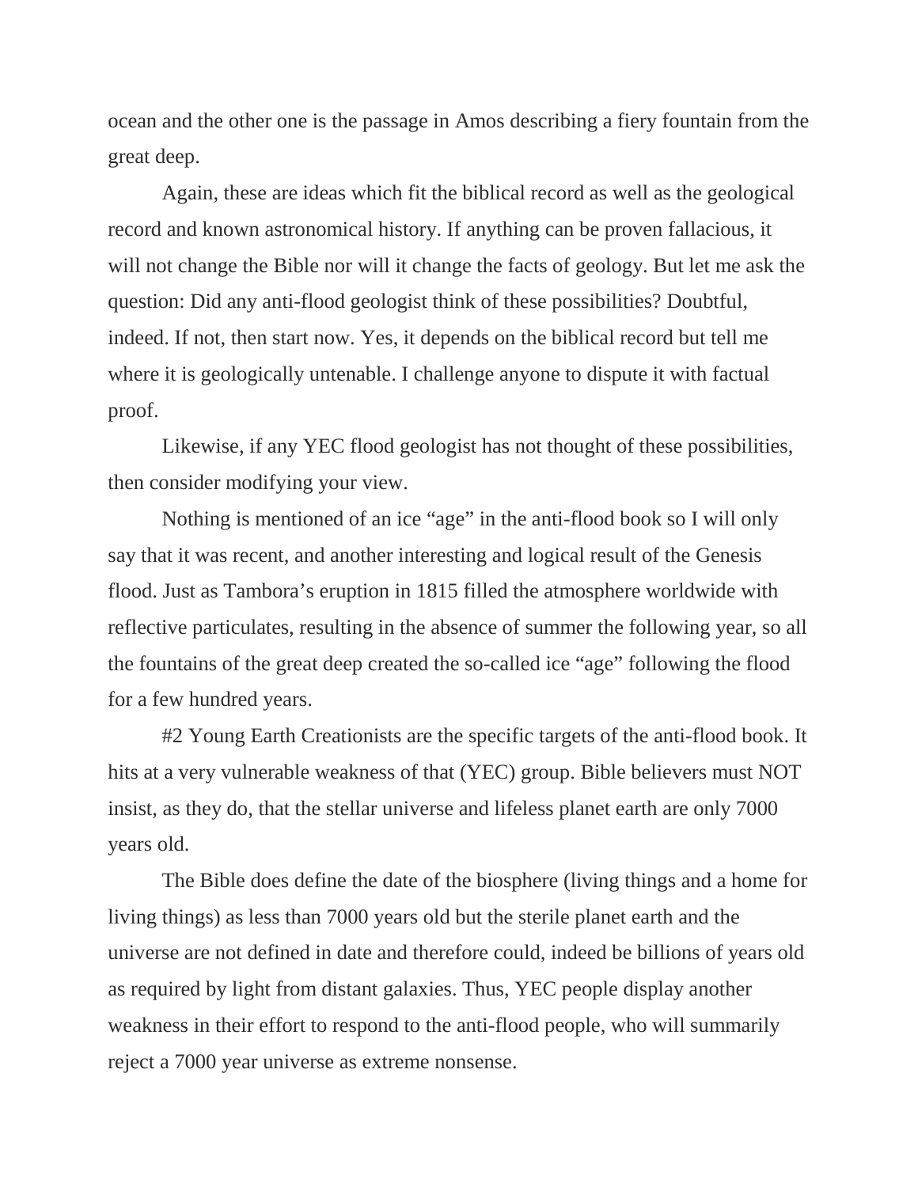ocean and the other one is the passage in Amos describing a fiery fountain from the great deep.

Again, these are ideas which fit the biblical record as well as the geological record and known astronomical history. If anything can be proven fallacious, it will not change the Bible nor will it change the facts of geology. But let me ask the question: Did any anti-flood geologist think of these possibilities? Doubtful, indeed. If not, then start now. Yes, it depends on the biblical record but tell me where it is geologically untenable. I challenge anyone to dispute it with factual proof.

Likewise, if any YEC flood geologist has not thought of these possibilities, then consider modifying your view.

Nothing is mentioned of an ice "age" in the anti-flood book so I will only say that it was recent, and another interesting and logical result of the Genesis flood. Just as Tambora's eruption in 1815 filled the atmosphere worldwide with reflective particulates, resulting in the absence of summer the following year, so all the fountains of the great deep created the so-called ice "age" following the flood for a few hundred years.

#2 Young Earth Creationists are the specific targets of the anti-flood book. It hits at a very vulnerable weakness of that (YEC) group. Bible believers must NOT insist, as they do, that the stellar universe and lifeless planet earth are only 7000 years old.

The Bible does define the date of the biosphere (living things and a home for living things) as less than 7000 years old but the sterile planet earth and the universe are not defined in date and therefore could, indeed be billions of years old as required by light from distant galaxies. Thus, YEC people display another weakness in their effort to respond to the anti-flood people, who will summarily reject a 7000 year universe as extreme nonsense.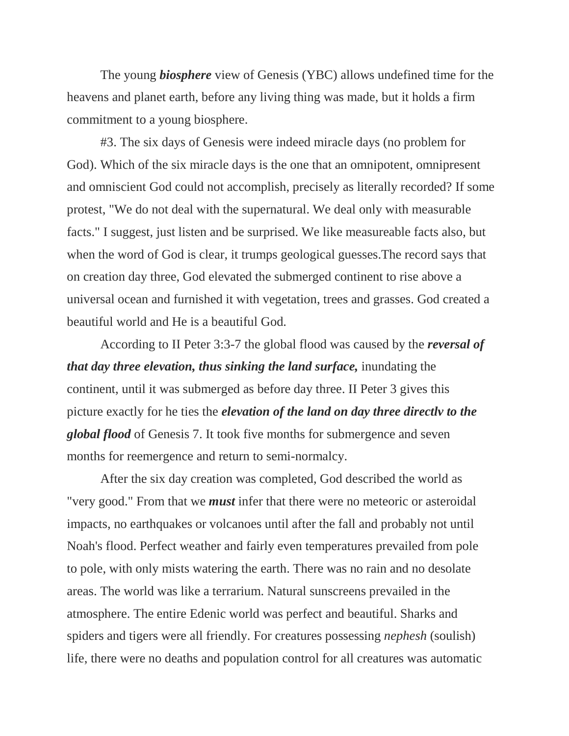The young ***biosphere*** view of Genesis (YBC) allows undefined time for the heavens and planet earth, before any living thing was made, but it holds a firm commitment to a young biosphere.

#3. The six days of Genesis were indeed miracle days (no problem for God). Which of the six miracle days is the one that an omnipotent, omnipresent and omniscient God could not accomplish, precisely as literally recorded? If some protest, "We do not deal with the supernatural. We deal only with measurable facts." I suggest, just listen and be surprised. We like measureable facts also, but when the word of God is clear, it trumps geological guesses.The record says that on creation day three, God elevated the submerged continent to rise above a universal ocean and furnished it with vegetation, trees and grasses. God created a beautiful world and He is a beautiful God.

According to II Peter 3:3-7 the global flood was caused by the ***reversal of that day three elevation, thus sinking the land surface,*** inundating the continent, until it was submerged as before day three. II Peter 3 gives this picture exactly for he ties the ***elevation of the land on day three directlv to the global flood*** of Genesis 7. It took five months for submergence and seven months for reemergence and return to semi-normalcy.

After the six day creation was completed, God described the world as "very good." From that we ***must*** infer that there were no meteoric or asteroidal impacts, no earthquakes or volcanoes until after the fall and probably not until Noah's flood. Perfect weather and fairly even temperatures prevailed from pole to pole, with only mists watering the earth. There was no rain and no desolate areas. The world was like a terrarium. Natural sunscreens prevailed in the atmosphere. The entire Edenic world was perfect and beautiful. Sharks and spiders and tigers were all friendly. For creatures possessing *nephesh* (soulish) life, there were no deaths and population control for all creatures was automatic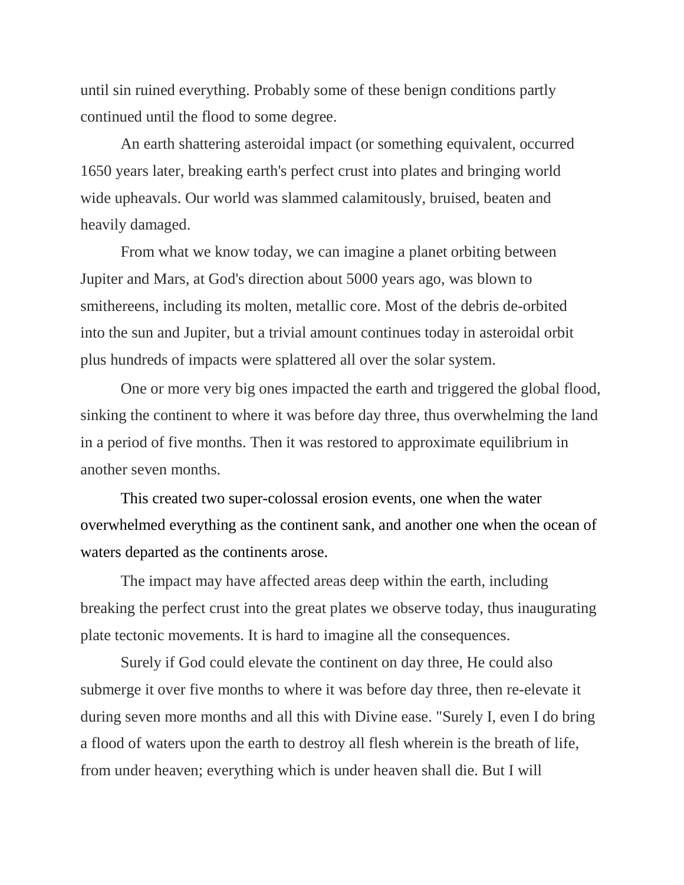until sin ruined everything. Probably some of these benign conditions partly continued until the flood to some degree.

An earth shattering asteroidal impact (or something equivalent, occurred 1650 years later, breaking earth's perfect crust into plates and bringing world wide upheavals. Our world was slammed calamitously, bruised, beaten and heavily damaged.

From what we know today, we can imagine a planet orbiting between Jupiter and Mars, at God's direction about 5000 years ago, was blown to smithereens, including its molten, metallic core. Most of the debris de-orbited into the sun and Jupiter, but a trivial amount continues today in asteroidal orbit plus hundreds of impacts were splattered all over the solar system.

One or more very big ones impacted the earth and triggered the global flood, sinking the continent to where it was before day three, thus overwhelming the land in a period of five months. Then it was restored to approximate equilibrium in another seven months.

This created two super-colossal erosion events, one when the water overwhelmed everything as the continent sank, and another one when the ocean of waters departed as the continents arose.

The impact may have affected areas deep within the earth, including breaking the perfect crust into the great plates we observe today, thus inaugurating plate tectonic movements. It is hard to imagine all the consequences.

Surely if God could elevate the continent on day three, He could also submerge it over five months to where it was before day three, then re-elevate it during seven more months and all this with Divine ease. "Surely I, even I do bring a flood of waters upon the earth to destroy all flesh wherein is the breath of life, from under heaven; everything which is under heaven shall die. But I will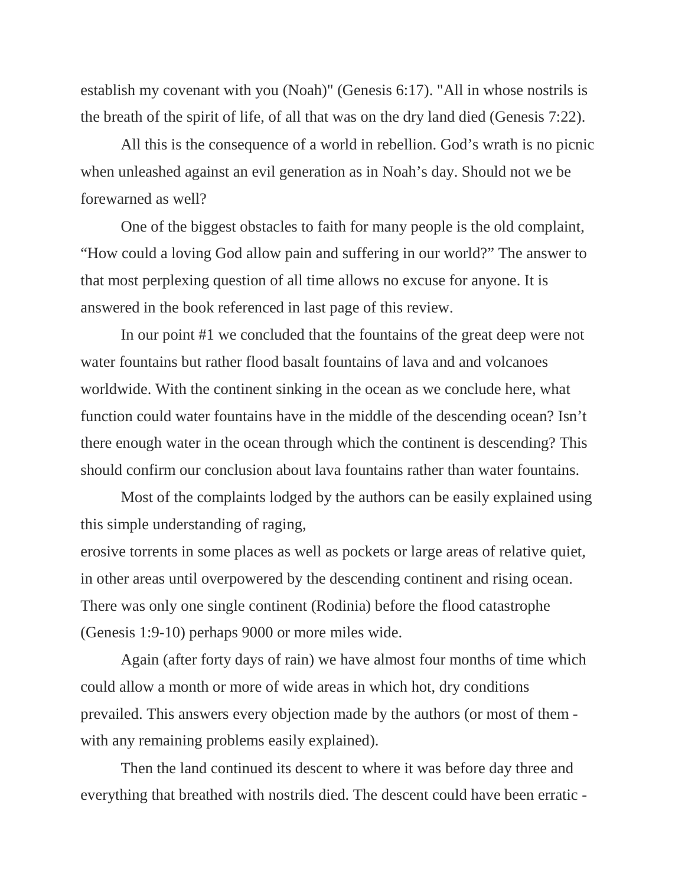establish my covenant with you (Noah)" (Genesis 6:17). "All in whose nostrils is the breath of the spirit of life, of all that was on the dry land died (Genesis 7:22).

All this is the consequence of a world in rebellion. God's wrath is no picnic when unleashed against an evil generation as in Noah's day. Should not we be forewarned as well?

One of the biggest obstacles to faith for many people is the old complaint, "How could a loving God allow pain and suffering in our world?" The answer to that most perplexing question of all time allows no excuse for anyone. It is answered in the book referenced in last page of this review.

In our point #1 we concluded that the fountains of the great deep were not water fountains but rather flood basalt fountains of lava and and volcanoes worldwide. With the continent sinking in the ocean as we conclude here, what function could water fountains have in the middle of the descending ocean? Isn't there enough water in the ocean through which the continent is descending? This should confirm our conclusion about lava fountains rather than water fountains.

Most of the complaints lodged by the authors can be easily explained using this simple understanding of raging,
erosive torrents in some places as well as pockets or large areas of relative quiet, in other areas until overpowered by the descending continent and rising ocean. There was only one single continent (Rodinia) before the flood catastrophe (Genesis 1:9-10) perhaps 9000 or more miles wide.

Again (after forty days of rain) we have almost four months of time which could allow a month or more of wide areas in which hot, dry conditions prevailed. This answers every objection made by the authors (or most of them - with any remaining problems easily explained).

Then the land continued its descent to where it was before day three and everything that breathed with nostrils died. The descent could have been erratic -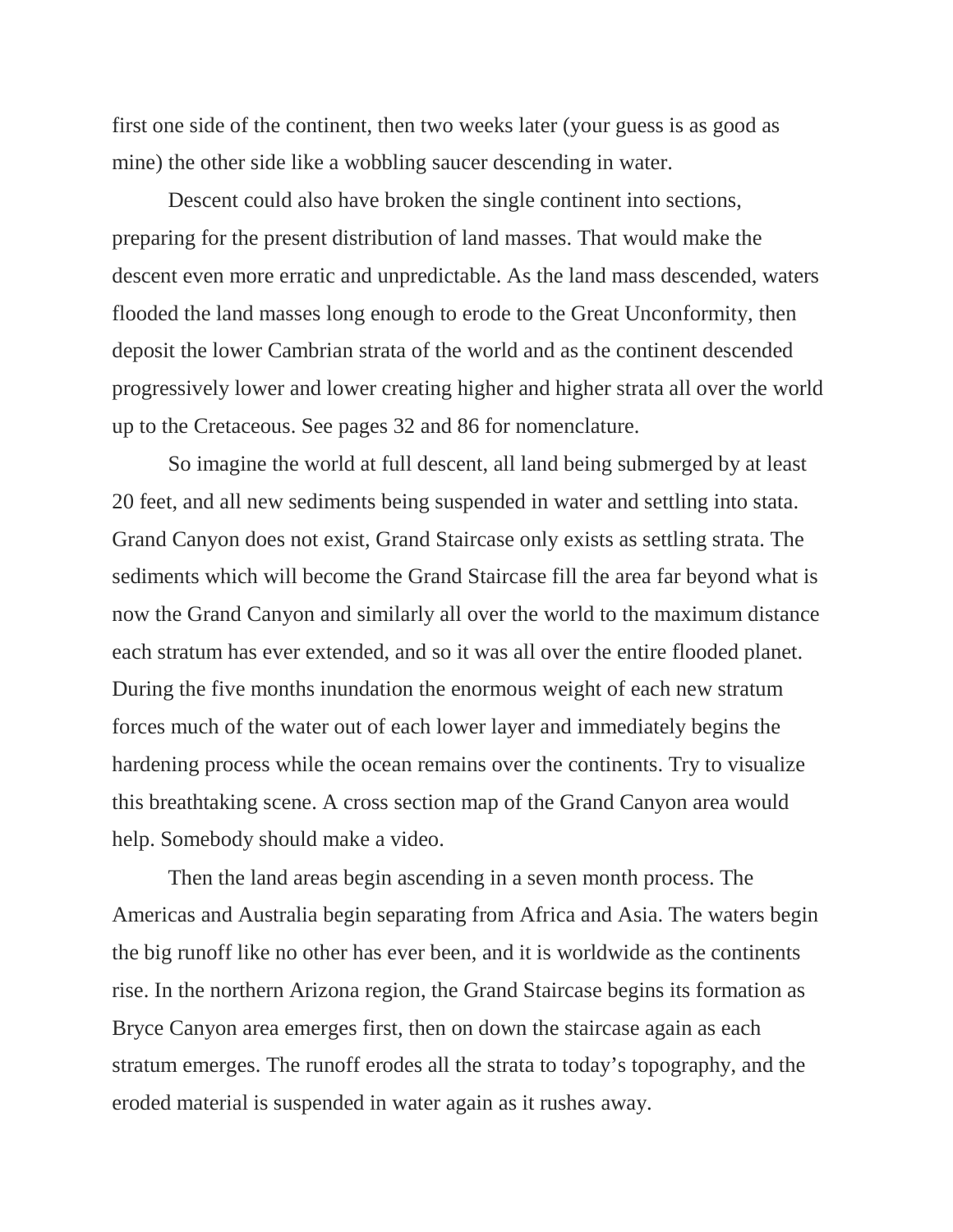first one side of the continent, then two weeks later (your guess is as good as mine) the other side like a wobbling saucer descending in water.

Descent could also have broken the single continent into sections, preparing for the present distribution of land masses. That would make the descent even more erratic and unpredictable. As the land mass descended, waters flooded the land masses long enough to erode to the Great Unconformity, then deposit the lower Cambrian strata of the world and as the continent descended progressively lower and lower creating higher and higher strata all over the world up to the Cretaceous. See pages 32 and 86 for nomenclature.

So imagine the world at full descent, all land being submerged by at least 20 feet, and all new sediments being suspended in water and settling into stata. Grand Canyon does not exist, Grand Staircase only exists as settling strata. The sediments which will become the Grand Staircase fill the area far beyond what is now the Grand Canyon and similarly all over the world to the maximum distance each stratum has ever extended, and so it was all over the entire flooded planet. During the five months inundation the enormous weight of each new stratum forces much of the water out of each lower layer and immediately begins the hardening process while the ocean remains over the continents. Try to visualize this breathtaking scene. A cross section map of the Grand Canyon area would help. Somebody should make a video.

Then the land areas begin ascending in a seven month process. The Americas and Australia begin separating from Africa and Asia. The waters begin the big runoff like no other has ever been, and it is worldwide as the continents rise. In the northern Arizona region, the Grand Staircase begins its formation as Bryce Canyon area emerges first, then on down the staircase again as each stratum emerges. The runoff erodes all the strata to today's topography, and the eroded material is suspended in water again as it rushes away.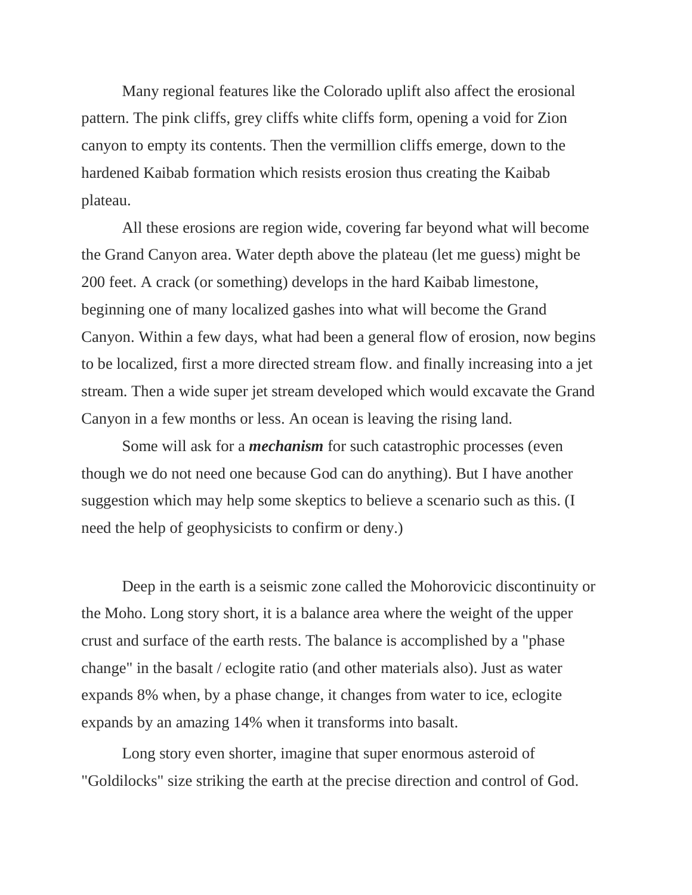Many regional features like the Colorado uplift also affect the erosional pattern. The pink cliffs, grey cliffs white cliffs form, opening a void for Zion canyon to empty its contents. Then the vermillion cliffs emerge, down to the hardened Kaibab formation which resists erosion thus creating the Kaibab plateau.

All these erosions are region wide, covering far beyond what will become the Grand Canyon area. Water depth above the plateau (let me guess) might be 200 feet. A crack (or something) develops in the hard Kaibab limestone, beginning one of many localized gashes into what will become the Grand Canyon. Within a few days, what had been a general flow of erosion, now begins to be localized, first a more directed stream flow. and finally increasing into a jet stream. Then a wide super jet stream developed which would excavate the Grand Canyon in a few months or less. An ocean is leaving the rising land.

Some will ask for a ***mechanism*** for such catastrophic processes (even though we do not need one because God can do anything). But I have another suggestion which may help some skeptics to believe a scenario such as this. (I need the help of geophysicists to confirm or deny.)

Deep in the earth is a seismic zone called the Mohorovicic discontinuity or the Moho. Long story short, it is a balance area where the weight of the upper crust and surface of the earth rests. The balance is accomplished by a "phase change" in the basalt / eclogite ratio (and other materials also). Just as water expands 8% when, by a phase change, it changes from water to ice, eclogite expands by an amazing 14% when it transforms into basalt.

Long story even shorter, imagine that super enormous asteroid of "Goldilocks" size striking the earth at the precise direction and control of God.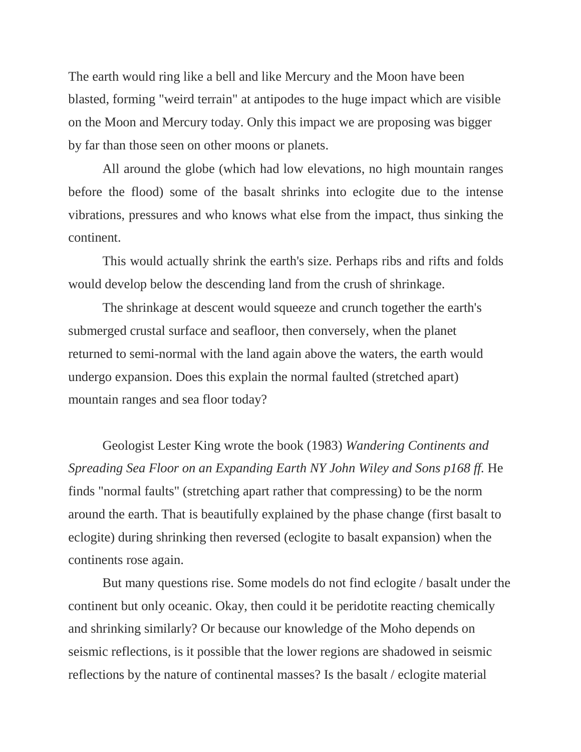The earth would ring like a bell and like Mercury and the Moon have been blasted, forming "weird terrain" at antipodes to the huge impact which are visible on the Moon and Mercury today. Only this impact we are proposing was bigger by far than those seen on other moons or planets.

All around the globe (which had low elevations, no high mountain ranges before the flood) some of the basalt shrinks into eclogite due to the intense vibrations, pressures and who knows what else from the impact, thus sinking the continent.

This would actually shrink the earth's size. Perhaps ribs and rifts and folds would develop below the descending land from the crush of shrinkage.

The shrinkage at descent would squeeze and crunch together the earth's submerged crustal surface and seafloor, then conversely, when the planet returned to semi-normal with the land again above the waters, the earth would undergo expansion. Does this explain the normal faulted (stretched apart) mountain ranges and sea floor today?

Geologist Lester King wrote the book (1983) *Wandering Continents and Spreading Sea Floor on an Expanding Earth NY John Wiley and Sons p168 ff.* He finds "normal faults" (stretching apart rather that compressing) to be the norm around the earth. That is beautifully explained by the phase change (first basalt to eclogite) during shrinking then reversed (eclogite to basalt expansion) when the continents rose again.

But many questions rise. Some models do not find eclogite / basalt under the continent but only oceanic. Okay, then could it be peridotite reacting chemically and shrinking similarly? Or because our knowledge of the Moho depends on seismic reflections, is it possible that the lower regions are shadowed in seismic reflections by the nature of continental masses? Is the basalt / eclogite material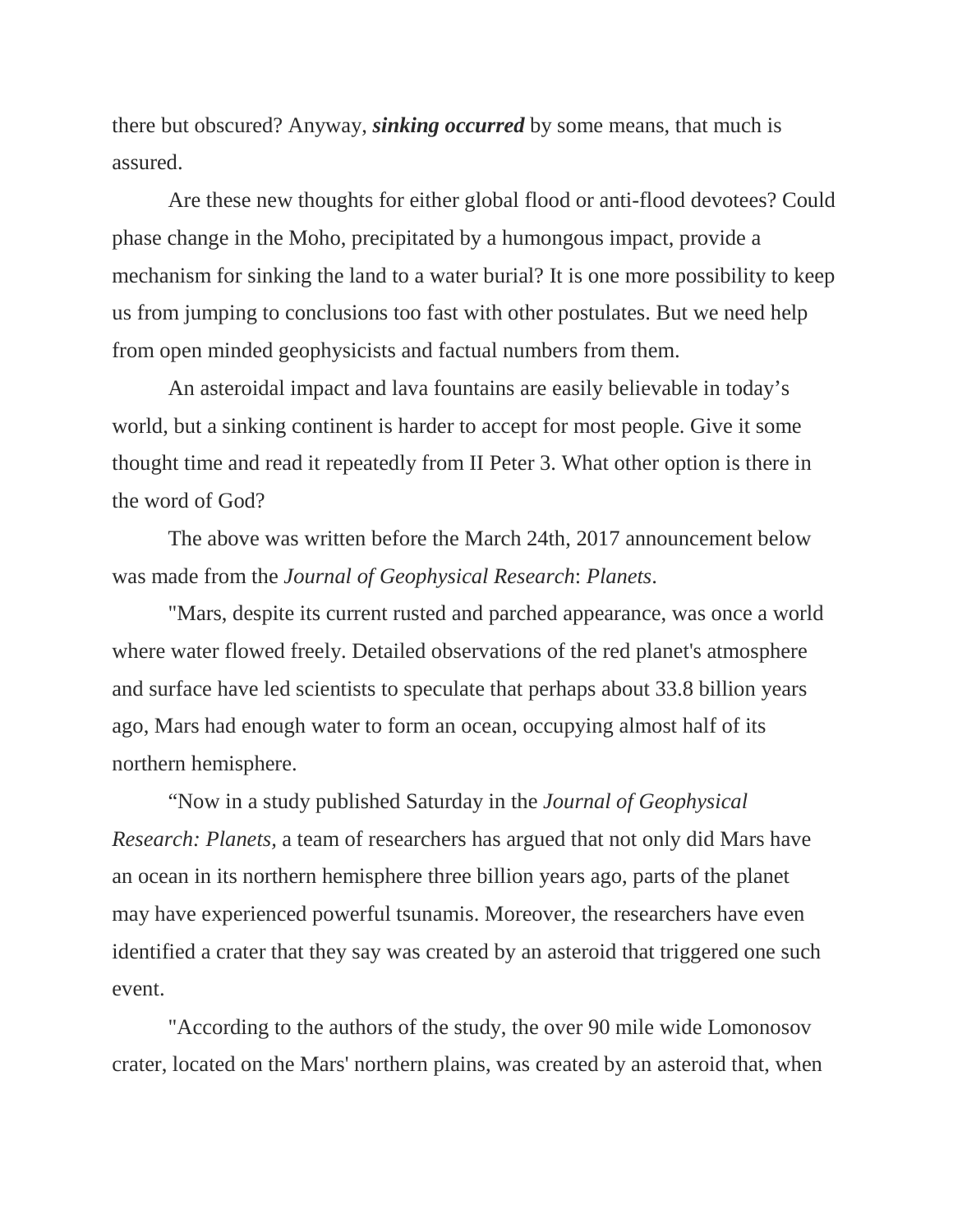there but obscured? Anyway, ***sinking occurred*** by some means, that much is assured.

Are these new thoughts for either global flood or anti-flood devotees? Could phase change in the Moho, precipitated by a humongous impact, provide a mechanism for sinking the land to a water burial? It is one more possibility to keep us from jumping to conclusions too fast with other postulates. But we need help from open minded geophysicists and factual numbers from them.

An asteroidal impact and lava fountains are easily believable in today's world, but a sinking continent is harder to accept for most people. Give it some thought time and read it repeatedly from II Peter 3. What other option is there in the word of God?

The above was written before the March 24th, 2017 announcement below was made from the *Journal of Geophysical Research*: *Planets*.

"Mars, despite its current rusted and parched appearance, was once a world where water flowed freely. Detailed observations of the red planet's atmosphere and surface have led scientists to speculate that perhaps about 33.8 billion years ago, Mars had enough water to form an ocean, occupying almost half of its northern hemisphere.

"Now in a study published Saturday in the *Journal of Geophysical Research: Planets,* a team of researchers has argued that not only did Mars have an ocean in its northern hemisphere three billion years ago, parts of the planet may have experienced powerful tsunamis. Moreover, the researchers have even identified a crater that they say was created by an asteroid that triggered one such event.

"According to the authors of the study, the over 90 mile wide Lomonosov crater, located on the Mars' northern plains, was created by an asteroid that, when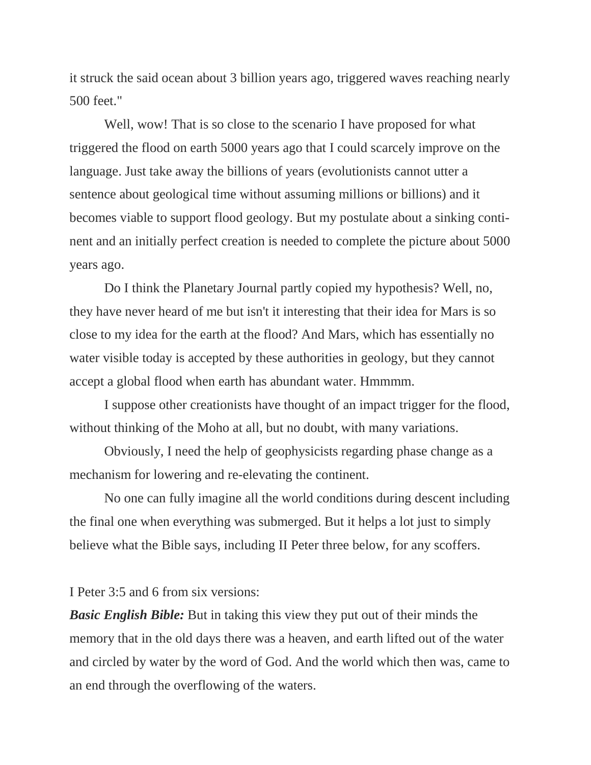it struck the said ocean about 3 billion years ago, triggered waves reaching nearly 500 feet."

Well, wow! That is so close to the scenario I have proposed for what triggered the flood on earth 5000 years ago that I could scarcely improve on the language. Just take away the billions of years (evolutionists cannot utter a sentence about geological time without assuming millions or billions) and it becomes viable to support flood geology. But my postulate about a sinking continent and an initially perfect creation is needed to complete the picture about 5000 years ago.

Do I think the Planetary Journal partly copied my hypothesis? Well, no, they have never heard of me but isn't it interesting that their idea for Mars is so close to my idea for the earth at the flood? And Mars, which has essentially no water visible today is accepted by these authorities in geology, but they cannot accept a global flood when earth has abundant water. Hmmmm.

I suppose other creationists have thought of an impact trigger for the flood, without thinking of the Moho at all, but no doubt, with many variations.

Obviously, I need the help of geophysicists regarding phase change as a mechanism for lowering and re-elevating the continent.

No one can fully imagine all the world conditions during descent including the final one when everything was submerged. But it helps a lot just to simply believe what the Bible says, including II Peter three below, for any scoffers.

I Peter 3:5 and 6 from six versions:

***Basic English Bible:*** But in taking this view they put out of their minds the memory that in the old days there was a heaven, and earth lifted out of the water and circled by water by the word of God. And the world which then was, came to an end through the overflowing of the waters.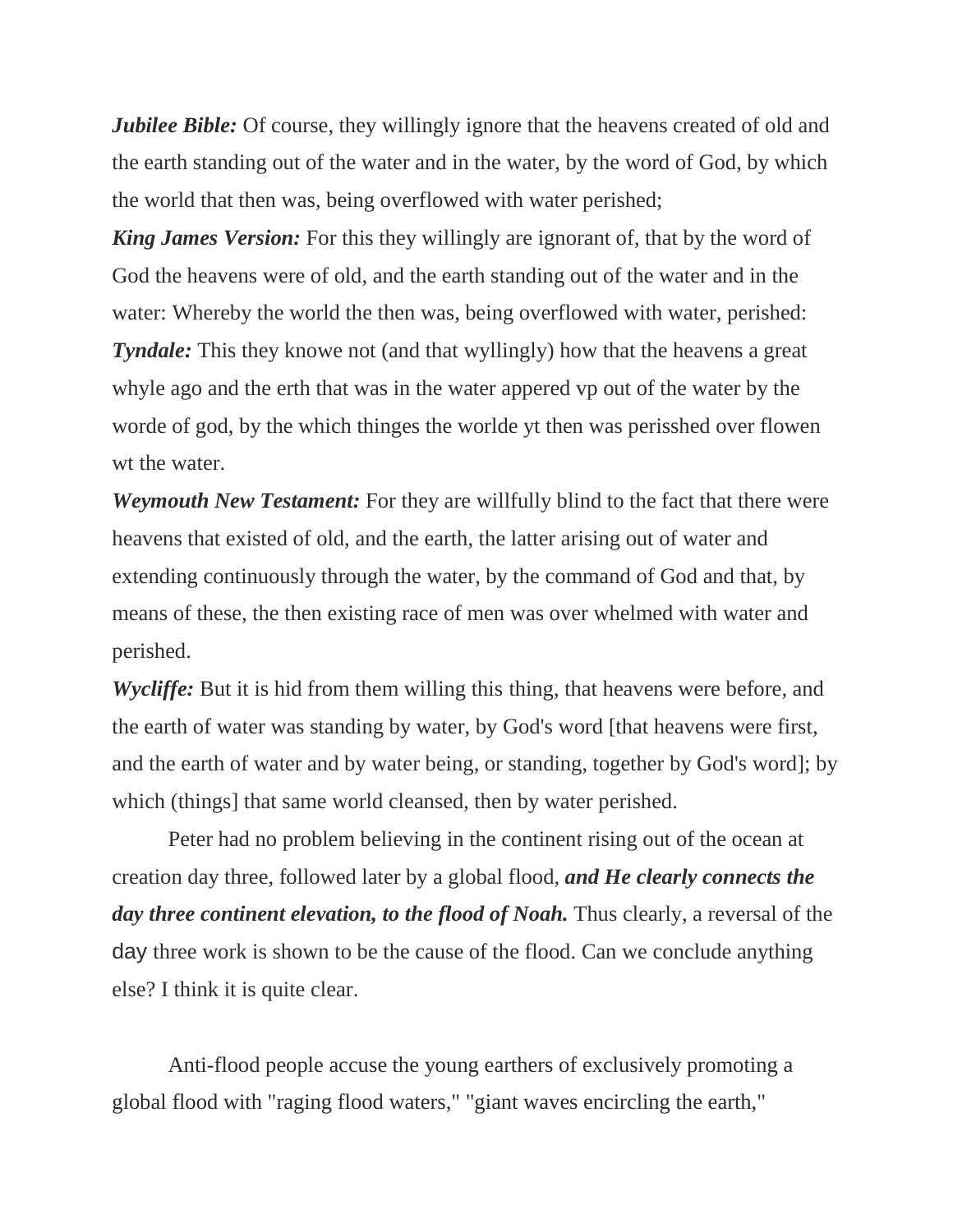***Jubilee Bible:*** Of course, they willingly ignore that the heavens created of old and the earth standing out of the water and in the water, by the word of God, by which the world that then was, being overflowed with water perished;

***King James Version:*** For this they willingly are ignorant of, that by the word of God the heavens were of old, and the earth standing out of the water and in the water: Whereby the world the then was, being overflowed with water, perished:

***Tyndale:*** This they knowe not (and that wyllingly) how that the heavens a great whyle ago and the erth that was in the water appered vp out of the water by the worde of god, by the which thinges the worlde yt then was perisshed over flowen wt the water.

***Weymouth New Testament:*** For they are willfully blind to the fact that there were heavens that existed of old, and the earth, the latter arising out of water and extending continuously through the water, by the command of God and that, by means of these, the then existing race of men was over whelmed with water and perished.

***Wycliffe:*** But it is hid from them willing this thing, that heavens were before, and the earth of water was standing by water, by God's word [that heavens were first, and the earth of water and by water being, or standing, together by God's word]; by which (things] that same world cleansed, then by water perished.

Peter had no problem believing in the continent rising out of the ocean at creation day three, followed later by a global flood, ***and He clearly connects the day three continent elevation, to the flood of Noah.*** Thus clearly, a reversal of the day three work is shown to be the cause of the flood. Can we conclude anything else? I think it is quite clear.

Anti-flood people accuse the young earthers of exclusively promoting a global flood with "raging flood waters," "giant waves encircling the earth,"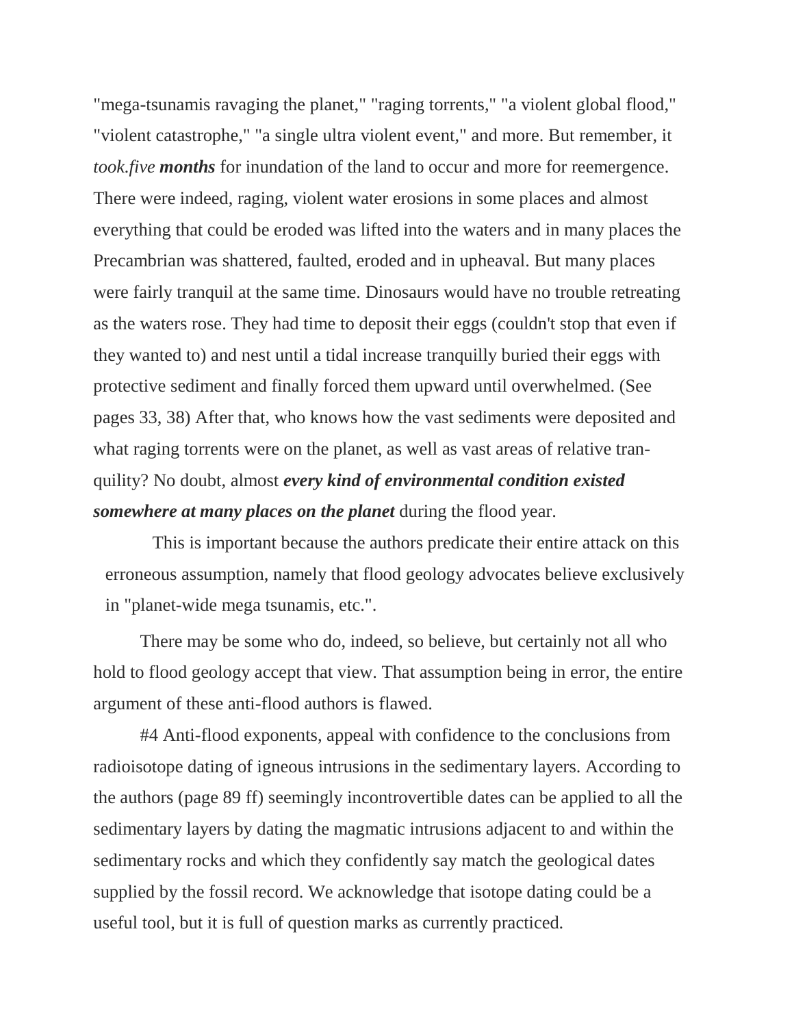"mega-tsunamis ravaging the planet," "raging torrents," "a violent global flood," "violent catastrophe," "a single ultra violent event," and more. But remember, it *took.five* ***months*** for inundation of the land to occur and more for reemergence. There were indeed, raging, violent water erosions in some places and almost everything that could be eroded was lifted into the waters and in many places the Precambrian was shattered, faulted, eroded and in upheaval. But many places were fairly tranquil at the same time. Dinosaurs would have no trouble retreating as the waters rose. They had time to deposit their eggs (couldn't stop that even if they wanted to) and nest until a tidal increase tranquilly buried their eggs with protective sediment and finally forced them upward until overwhelmed. (See pages 33, 38) After that, who knows how the vast sediments were deposited and what raging torrents were on the planet, as well as vast areas of relative tranquility? No doubt, almost ***every kind of environmental condition existed somewhere at many places on the planet*** during the flood year.

This is important because the authors predicate their entire attack on this erroneous assumption, namely that flood geology advocates believe exclusively in "planet-wide mega tsunamis, etc.".

There may be some who do, indeed, so believe, but certainly not all who hold to flood geology accept that view. That assumption being in error, the entire argument of these anti-flood authors is flawed.

#4 Anti-flood exponents, appeal with confidence to the conclusions from radioisotope dating of igneous intrusions in the sedimentary layers. According to the authors (page 89 ff) seemingly incontrovertible dates can be applied to all the sedimentary layers by dating the magmatic intrusions adjacent to and within the sedimentary rocks and which they confidently say match the geological dates supplied by the fossil record. We acknowledge that isotope dating could be a useful tool, but it is full of question marks as currently practiced.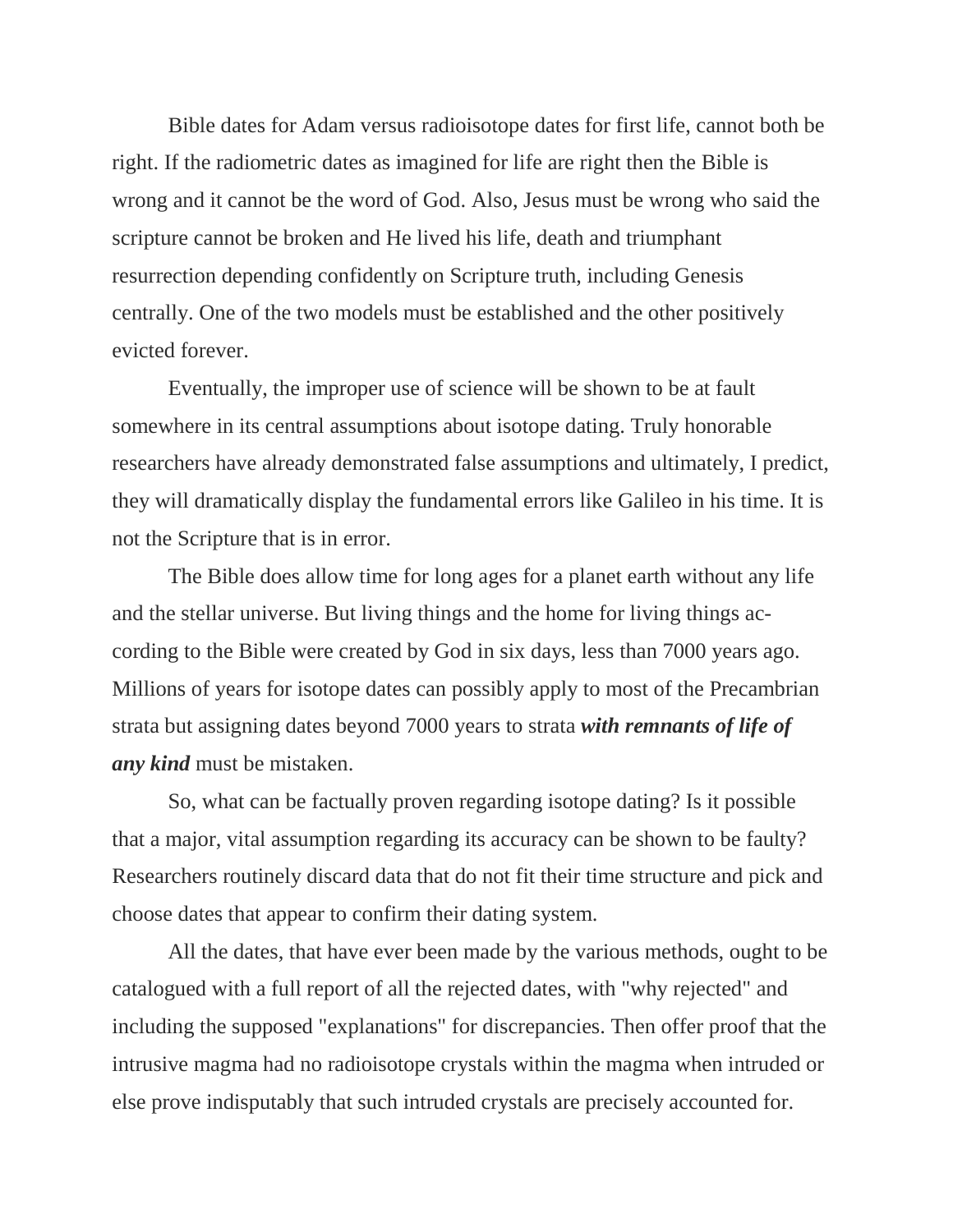Bible dates for Adam versus radioisotope dates for first life, cannot both be right. If the radiometric dates as imagined for life are right then the Bible is wrong and it cannot be the word of God. Also, Jesus must be wrong who said the scripture cannot be broken and He lived his life, death and triumphant resurrection depending confidently on Scripture truth, including Genesis centrally. One of the two models must be established and the other positively evicted forever.

Eventually, the improper use of science will be shown to be at fault somewhere in its central assumptions about isotope dating. Truly honorable researchers have already demonstrated false assumptions and ultimately, I predict, they will dramatically display the fundamental errors like Galileo in his time. It is not the Scripture that is in error.

The Bible does allow time for long ages for a planet earth without any life and the stellar universe. But living things and the home for living things according to the Bible were created by God in six days, less than 7000 years ago. Millions of years for isotope dates can possibly apply to most of the Precambrian strata but assigning dates beyond 7000 years to strata ***with remnants of life of any kind*** must be mistaken.

So, what can be factually proven regarding isotope dating? Is it possible that a major, vital assumption regarding its accuracy can be shown to be faulty? Researchers routinely discard data that do not fit their time structure and pick and choose dates that appear to confirm their dating system.

All the dates, that have ever been made by the various methods, ought to be catalogued with a full report of all the rejected dates, with "why rejected" and including the supposed "explanations" for discrepancies. Then offer proof that the intrusive magma had no radioisotope crystals within the magma when intruded or else prove indisputably that such intruded crystals are precisely accounted for.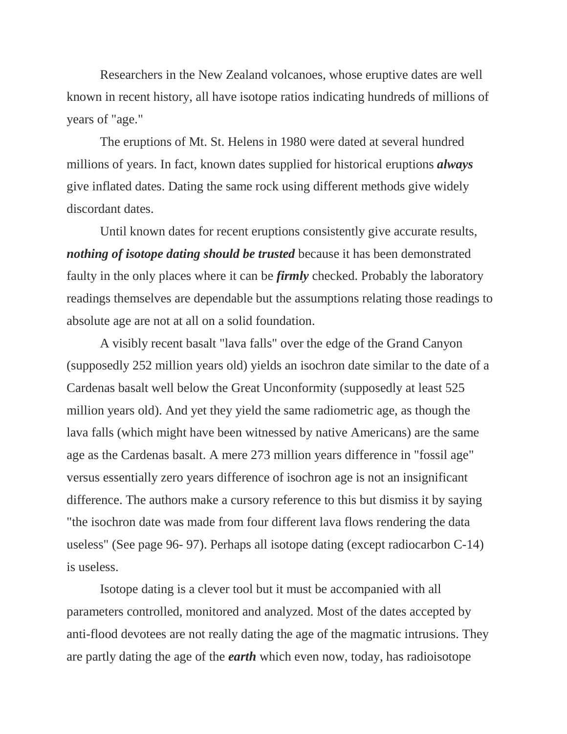Researchers in the New Zealand volcanoes, whose eruptive dates are well known in recent history, all have isotope ratios indicating hundreds of millions of years of "age."

The eruptions of Mt. St. Helens in 1980 were dated at several hundred millions of years. In fact, known dates supplied for historical eruptions ***always*** give inflated dates. Dating the same rock using different methods give widely discordant dates.

Until known dates for recent eruptions consistently give accurate results, ***nothing of isotope dating should be trusted*** because it has been demonstrated faulty in the only places where it can be ***firmly*** checked. Probably the laboratory readings themselves are dependable but the assumptions relating those readings to absolute age are not at all on a solid foundation.

A visibly recent basalt "lava falls" over the edge of the Grand Canyon (supposedly 252 million years old) yields an isochron date similar to the date of a Cardenas basalt well below the Great Unconformity (supposedly at least 525 million years old). And yet they yield the same radiometric age, as though the lava falls (which might have been witnessed by native Americans) are the same age as the Cardenas basalt. A mere 273 million years difference in "fossil age" versus essentially zero years difference of isochron age is not an insignificant difference. The authors make a cursory reference to this but dismiss it by saying "the isochron date was made from four different lava flows rendering the data useless" (See page 96- 97). Perhaps all isotope dating (except radiocarbon C-14) is useless.

Isotope dating is a clever tool but it must be accompanied with all parameters controlled, monitored and analyzed. Most of the dates accepted by anti-flood devotees are not really dating the age of the magmatic intrusions. They are partly dating the age of the ***earth*** which even now, today, has radioisotope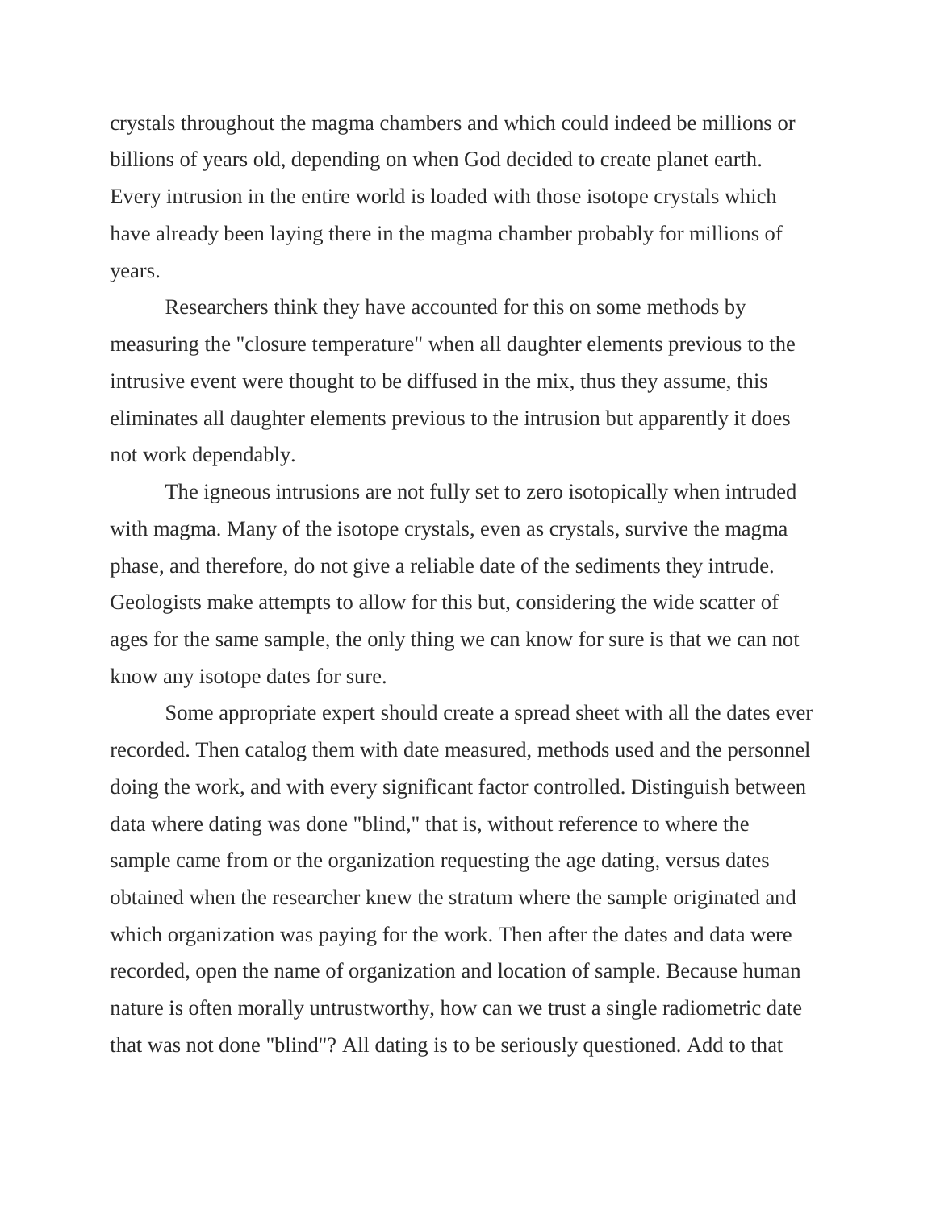crystals throughout the magma chambers and which could indeed be millions or billions of years old, depending on when God decided to create planet earth. Every intrusion in the entire world is loaded with those isotope crystals which have already been laying there in the magma chamber probably for millions of years.

Researchers think they have accounted for this on some methods by measuring the "closure temperature" when all daughter elements previous to the intrusive event were thought to be diffused in the mix, thus they assume, this eliminates all daughter elements previous to the intrusion but apparently it does not work dependably.

The igneous intrusions are not fully set to zero isotopically when intruded with magma. Many of the isotope crystals, even as crystals, survive the magma phase, and therefore, do not give a reliable date of the sediments they intrude. Geologists make attempts to allow for this but, considering the wide scatter of ages for the same sample, the only thing we can know for sure is that we can not know any isotope dates for sure.

Some appropriate expert should create a spread sheet with all the dates ever recorded. Then catalog them with date measured, methods used and the personnel doing the work, and with every significant factor controlled. Distinguish between data where dating was done "blind," that is, without reference to where the sample came from or the organization requesting the age dating, versus dates obtained when the researcher knew the stratum where the sample originated and which organization was paying for the work. Then after the dates and data were recorded, open the name of organization and location of sample. Because human nature is often morally untrustworthy, how can we trust a single radiometric date that was not done "blind"? All dating is to be seriously questioned. Add to that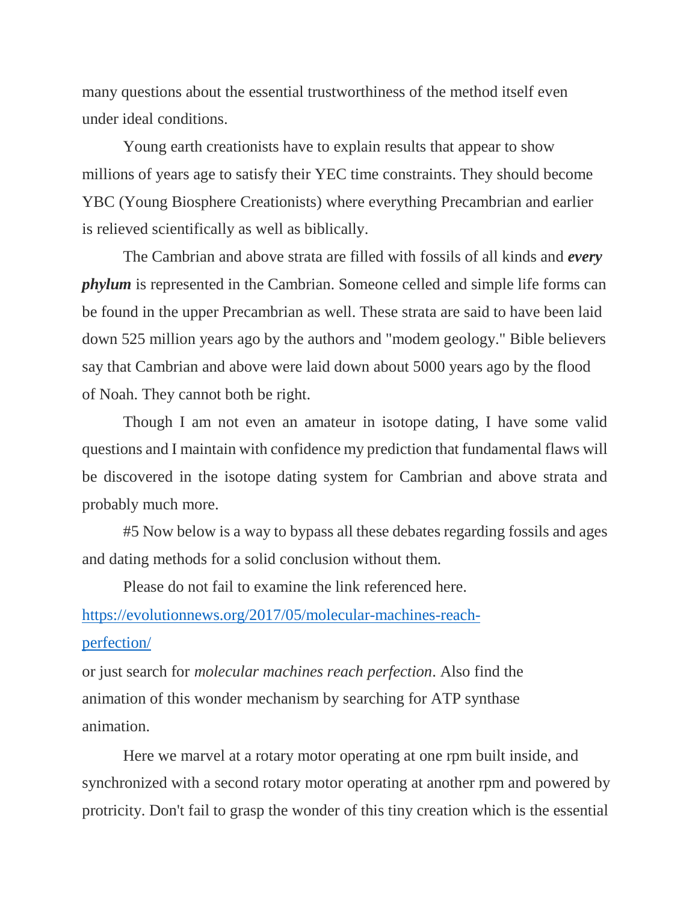many questions about the essential trustworthiness of the method itself even under ideal conditions.

Young earth creationists have to explain results that appear to show millions of years age to satisfy their YEC time constraints. They should become YBC (Young Biosphere Creationists) where everything Precambrian and earlier is relieved scientifically as well as biblically.

The Cambrian and above strata are filled with fossils of all kinds and ***every phylum*** is represented in the Cambrian. Someone celled and simple life forms can be found in the upper Precambrian as well. These strata are said to have been laid down 525 million years ago by the authors and "modem geology." Bible believers say that Cambrian and above were laid down about 5000 years ago by the flood of Noah. They cannot both be right.

Though I am not even an amateur in isotope dating, I have some valid questions and I maintain with confidence my prediction that fundamental flaws will be discovered in the isotope dating system for Cambrian and above strata and probably much more.

#5 Now below is a way to bypass all these debates regarding fossils and ages and dating methods for a solid conclusion without them.

Please do not fail to examine the link referenced here.

[https://evolutionnews.org/2017/05/molecular-machines-reach-perfection/](https://evolutionnews.org/2017/05/molecular-machines-reach-perfection/)

or just search for *molecular machines reach perfection*. Also find the animation of this wonder mechanism by searching for ATP synthase animation.

Here we marvel at a rotary motor operating at one rpm built inside, and synchronized with a second rotary motor operating at another rpm and powered by protricity. Don't fail to grasp the wonder of this tiny creation which is the essential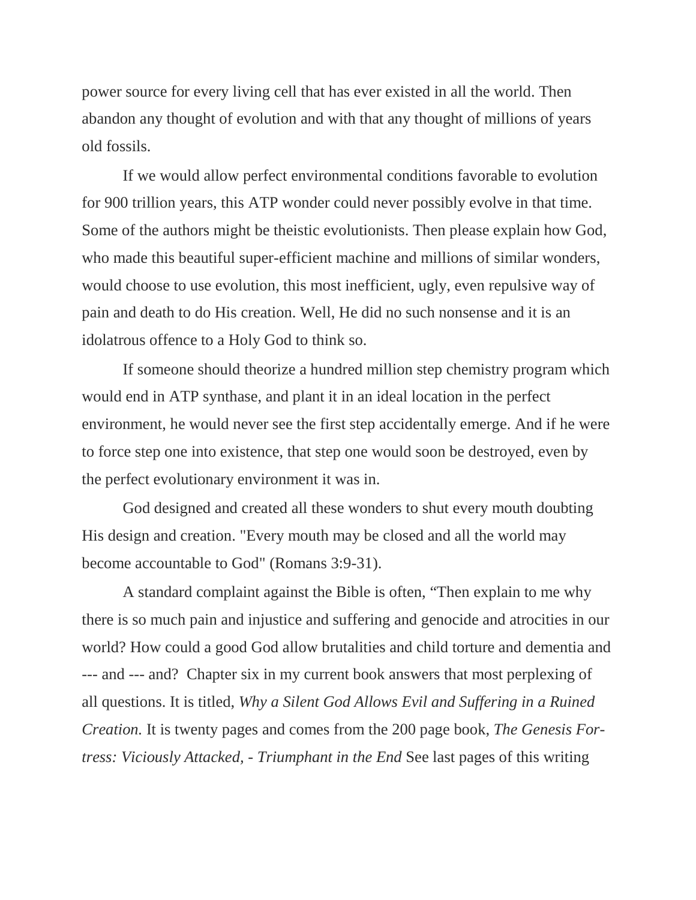power source for every living cell that has ever existed in all the world. Then abandon any thought of evolution and with that any thought of millions of years old fossils.

If we would allow perfect environmental conditions favorable to evolution for 900 trillion years, this ATP wonder could never possibly evolve in that time. Some of the authors might be theistic evolutionists. Then please explain how God, who made this beautiful super-efficient machine and millions of similar wonders, would choose to use evolution, this most inefficient, ugly, even repulsive way of pain and death to do His creation. Well, He did no such nonsense and it is an idolatrous offence to a Holy God to think so.

If someone should theorize a hundred million step chemistry program which would end in ATP synthase, and plant it in an ideal location in the perfect environment, he would never see the first step accidentally emerge. And if he were to force step one into existence, that step one would soon be destroyed, even by the perfect evolutionary environment it was in.

God designed and created all these wonders to shut every mouth doubting His design and creation. "Every mouth may be closed and all the world may become accountable to God" (Romans 3:9-31).

A standard complaint against the Bible is often, "Then explain to me why there is so much pain and injustice and suffering and genocide and atrocities in our world? How could a good God allow brutalities and child torture and dementia and --- and --- and? Chapter six in my current book answers that most perplexing of all questions. It is titled, *Why a Silent God Allows Evil and Suffering in a Ruined Creation.* It is twenty pages and comes from the 200 page book, *The Genesis Fortress: Viciously Attacked, - Triumphant in the End* See last pages of this writing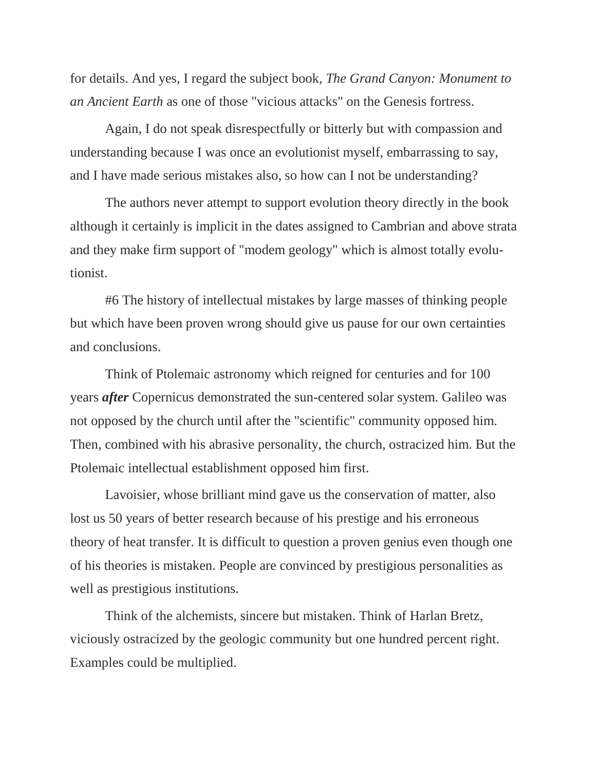for details. And yes, I regard the subject book, *The Grand Canyon: Monument to an Ancient Earth* as one of those "vicious attacks" on the Genesis fortress.

Again, I do not speak disrespectfully or bitterly but with compassion and understanding because I was once an evolutionist myself, embarrassing to say, and I have made serious mistakes also, so how can I not be understanding?

The authors never attempt to support evolution theory directly in the book although it certainly is implicit in the dates assigned to Cambrian and above strata and they make firm support of "modem geology" which is almost totally evolutionist.

#6 The history of intellectual mistakes by large masses of thinking people but which have been proven wrong should give us pause for our own certainties and conclusions.

Think of Ptolemaic astronomy which reigned for centuries and for 100 years ***after*** Copernicus demonstrated the sun-centered solar system. Galileo was not opposed by the church until after the "scientific" community opposed him. Then, combined with his abrasive personality, the church, ostracized him. But the Ptolemaic intellectual establishment opposed him first.

Lavoisier, whose brilliant mind gave us the conservation of matter, also lost us 50 years of better research because of his prestige and his erroneous theory of heat transfer. It is difficult to question a proven genius even though one of his theories is mistaken. People are convinced by prestigious personalities as well as prestigious institutions.

Think of the alchemists, sincere but mistaken. Think of Harlan Bretz, viciously ostracized by the geologic community but one hundred percent right. Examples could be multiplied.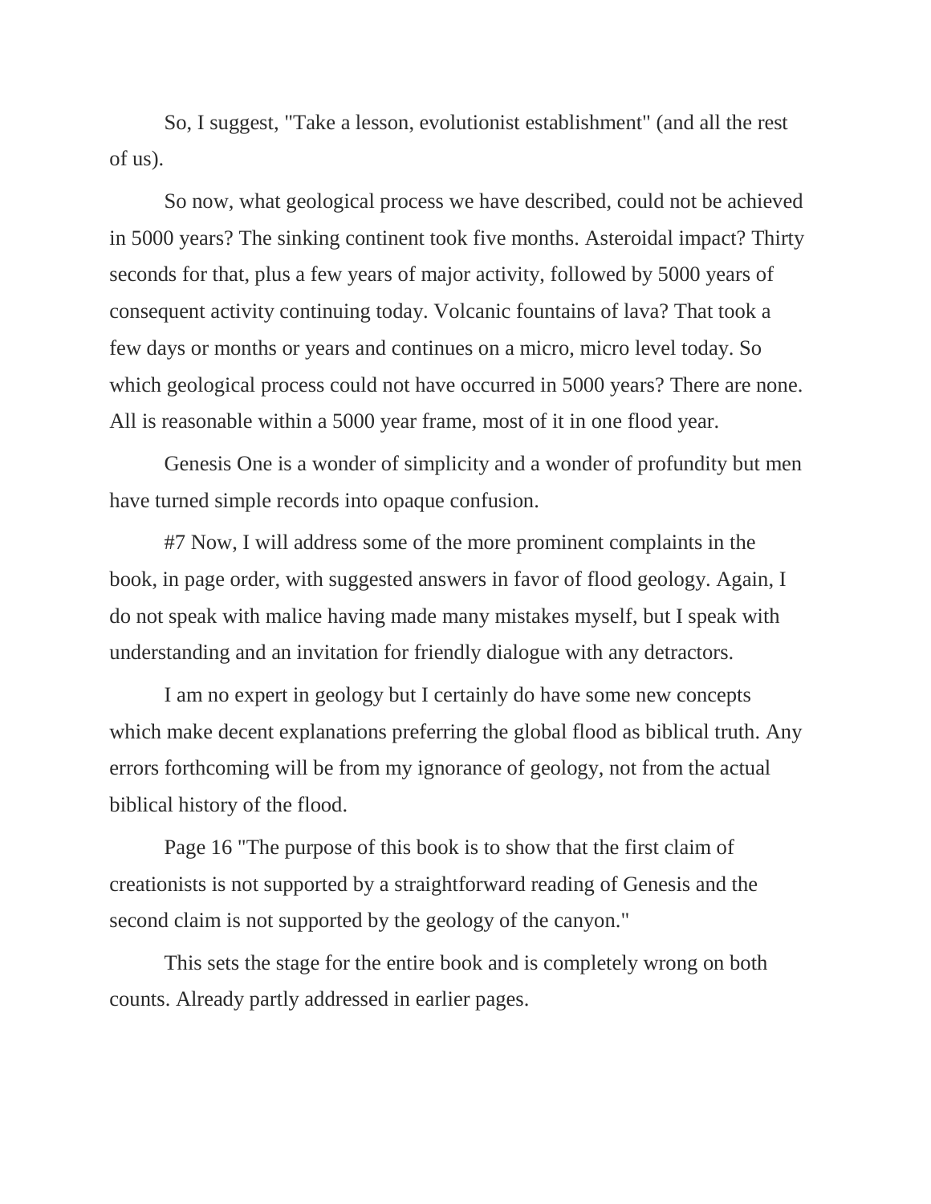So, I suggest, "Take a lesson, evolutionist establishment" (and all the rest of us).

So now, what geological process we have described, could not be achieved in 5000 years? The sinking continent took five months. Asteroidal impact? Thirty seconds for that, plus a few years of major activity, followed by 5000 years of consequent activity continuing today. Volcanic fountains of lava? That took a few days or months or years and continues on a micro, micro level today. So which geological process could not have occurred in 5000 years? There are none. All is reasonable within a 5000 year frame, most of it in one flood year.

Genesis One is a wonder of simplicity and a wonder of profundity but men have turned simple records into opaque confusion.

#7 Now, I will address some of the more prominent complaints in the book, in page order, with suggested answers in favor of flood geology. Again, I do not speak with malice having made many mistakes myself, but I speak with understanding and an invitation for friendly dialogue with any detractors.

I am no expert in geology but I certainly do have some new concepts which make decent explanations preferring the global flood as biblical truth. Any errors forthcoming will be from my ignorance of geology, not from the actual biblical history of the flood.

Page 16 "The purpose of this book is to show that the first claim of creationists is not supported by a straightforward reading of Genesis and the second claim is not supported by the geology of the canyon."

This sets the stage for the entire book and is completely wrong on both counts. Already partly addressed in earlier pages.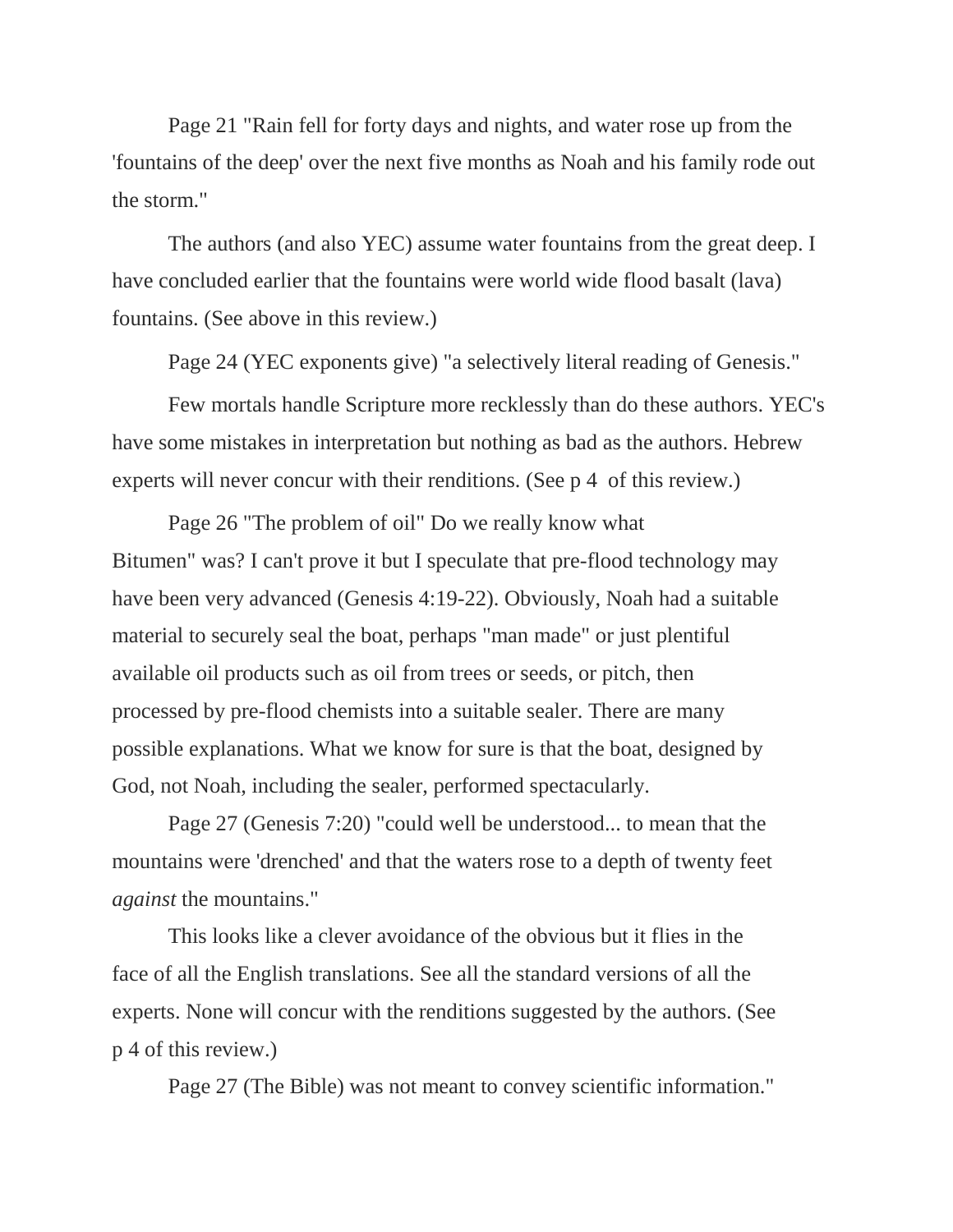Page 21 "Rain fell for forty days and nights, and water rose up from the 'fountains of the deep' over the next five months as Noah and his family rode out the storm."

The authors (and also YEC) assume water fountains from the great deep. I have concluded earlier that the fountains were world wide flood basalt (lava) fountains. (See above in this review.)

Page 24 (YEC exponents give) "a selectively literal reading of Genesis."

Few mortals handle Scripture more recklessly than do these authors. YEC's have some mistakes in interpretation but nothing as bad as the authors. Hebrew experts will never concur with their renditions. (See p 4 of this review.)

Page 26 "The problem of oil" Do we really know what Bitumen" was? I can't prove it but I speculate that pre-flood technology may have been very advanced (Genesis 4:19-22). Obviously, Noah had a suitable material to securely seal the boat, perhaps "man made" or just plentiful available oil products such as oil from trees or seeds, or pitch, then processed by pre-flood chemists into a suitable sealer. There are many possible explanations. What we know for sure is that the boat, designed by God, not Noah, including the sealer, performed spectacularly.

Page 27 (Genesis 7:20) "could well be understood... to mean that the mountains were 'drenched' and that the waters rose to a depth of twenty feet *against* the mountains."

This looks like a clever avoidance of the obvious but it flies in the face of all the English translations. See all the standard versions of all the experts. None will concur with the renditions suggested by the authors. (See p 4 of this review.)

Page 27 (The Bible) was not meant to convey scientific information."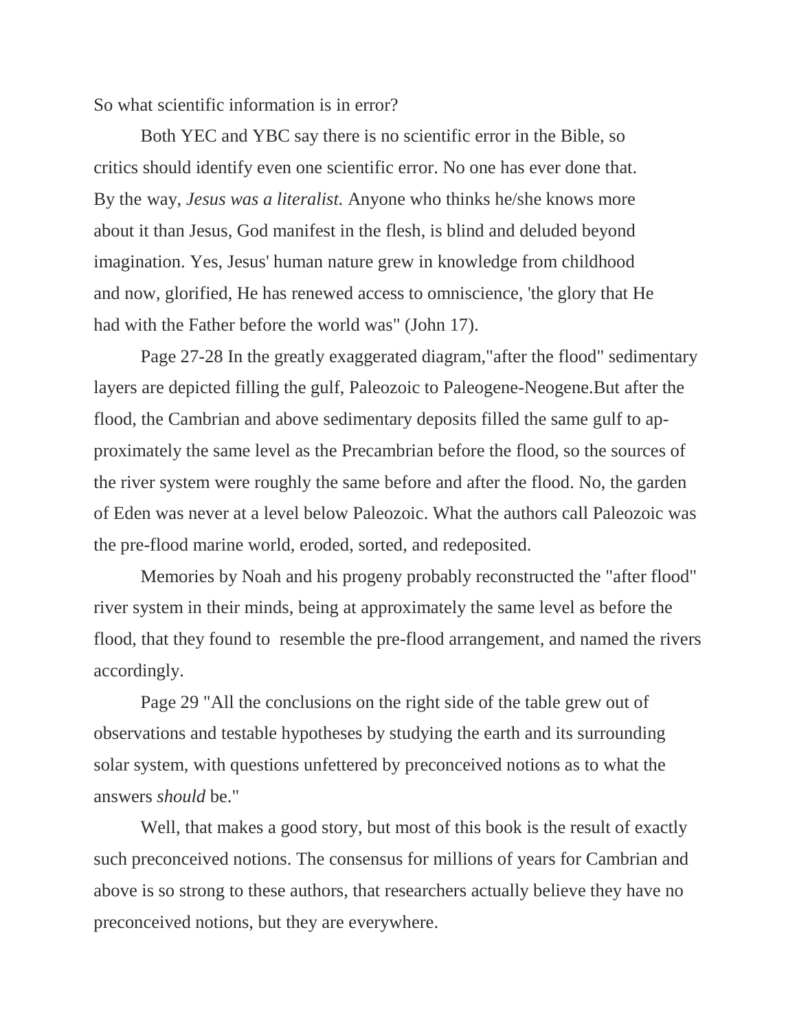So what scientific information is in error?

Both YEC and YBC say there is no scientific error in the Bible, so critics should identify even one scientific error. No one has ever done that. By the way, *Jesus was a literalist.* Anyone who thinks he/she knows more about it than Jesus, God manifest in the flesh, is blind and deluded beyond imagination. Yes, Jesus' human nature grew in knowledge from childhood and now, glorified, He has renewed access to omniscience, 'the glory that He had with the Father before the world was" (John 17).

Page 27-28 In the greatly exaggerated diagram,"after the flood" sedimentary layers are depicted filling the gulf, Paleozoic to Paleogene-Neogene.But after the flood, the Cambrian and above sedimentary deposits filled the same gulf to approximately the same level as the Precambrian before the flood, so the sources of the river system were roughly the same before and after the flood. No, the garden of Eden was never at a level below Paleozoic. What the authors call Paleozoic was the pre-flood marine world, eroded, sorted, and redeposited.

Memories by Noah and his progeny probably reconstructed the "after flood" river system in their minds, being at approximately the same level as before the flood, that they found to resemble the pre-flood arrangement, and named the rivers accordingly.

Page 29 "All the conclusions on the right side of the table grew out of observations and testable hypotheses by studying the earth and its surrounding solar system, with questions unfettered by preconceived notions as to what the answers *should* be."

Well, that makes a good story, but most of this book is the result of exactly such preconceived notions. The consensus for millions of years for Cambrian and above is so strong to these authors, that researchers actually believe they have no preconceived notions, but they are everywhere.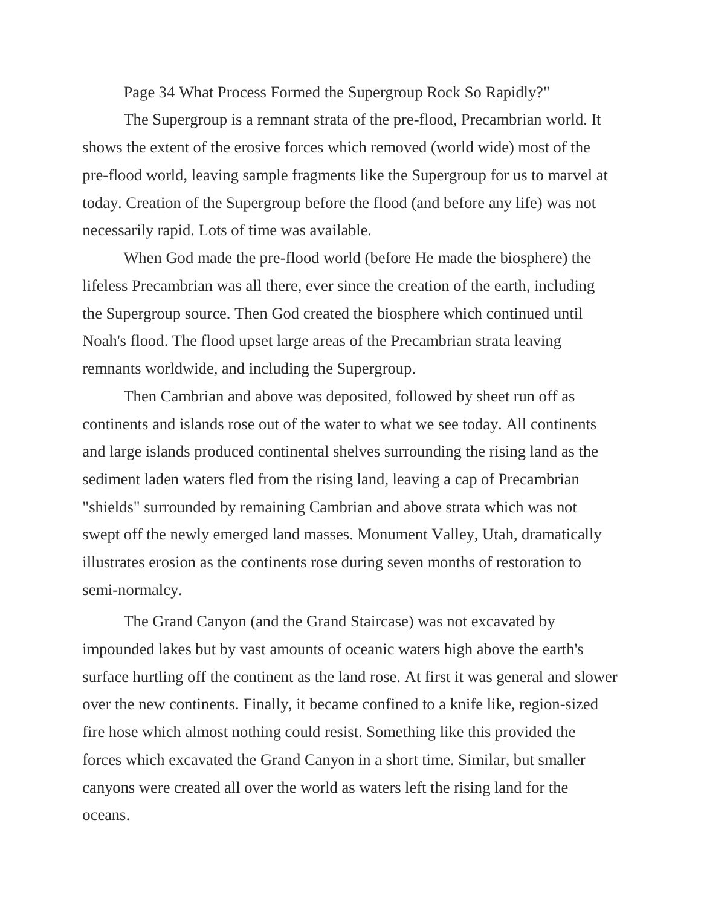Page 34 What Process Formed the Supergroup Rock So Rapidly?"

The Supergroup is a remnant strata of the pre-flood, Precambrian world. It shows the extent of the erosive forces which removed (world wide) most of the pre-flood world, leaving sample fragments like the Supergroup for us to marvel at today. Creation of the Supergroup before the flood (and before any life) was not necessarily rapid. Lots of time was available.

When God made the pre-flood world (before He made the biosphere) the lifeless Precambrian was all there, ever since the creation of the earth, including the Supergroup source. Then God created the biosphere which continued until Noah's flood. The flood upset large areas of the Precambrian strata leaving remnants worldwide, and including the Supergroup.

Then Cambrian and above was deposited, followed by sheet run off as continents and islands rose out of the water to what we see today. All continents and large islands produced continental shelves surrounding the rising land as the sediment laden waters fled from the rising land, leaving a cap of Precambrian "shields" surrounded by remaining Cambrian and above strata which was not swept off the newly emerged land masses. Monument Valley, Utah, dramatically illustrates erosion as the continents rose during seven months of restoration to semi-normalcy.

The Grand Canyon (and the Grand Staircase) was not excavated by impounded lakes but by vast amounts of oceanic waters high above the earth's surface hurtling off the continent as the land rose. At first it was general and slower over the new continents. Finally, it became confined to a knife like, region-sized fire hose which almost nothing could resist. Something like this provided the forces which excavated the Grand Canyon in a short time. Similar, but smaller canyons were created all over the world as waters left the rising land for the oceans.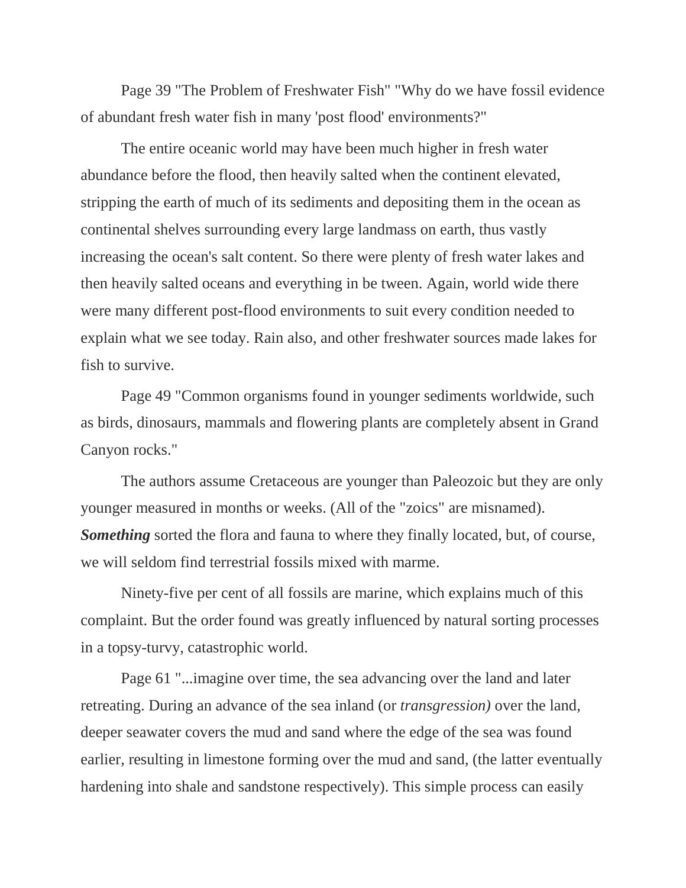Page 39 "The Problem of Freshwater Fish" "Why do we have fossil evidence of abundant fresh water fish in many 'post flood' environments?"

The entire oceanic world may have been much higher in fresh water abundance before the flood, then heavily salted when the continent elevated, stripping the earth of much of its sediments and depositing them in the ocean as continental shelves surrounding every large landmass on earth, thus vastly increasing the ocean's salt content. So there were plenty of fresh water lakes and then heavily salted oceans and everything in be tween. Again, world wide there were many different post-flood environments to suit every condition needed to explain what we see today. Rain also, and other freshwater sources made lakes for fish to survive.

Page 49 "Common organisms found in younger sediments worldwide, such as birds, dinosaurs, mammals and flowering plants are completely absent in Grand Canyon rocks."

The authors assume Cretaceous are younger than Paleozoic but they are only younger measured in months or weeks. (All of the "zoics" are misnamed). ***Something*** sorted the flora and fauna to where they finally located, but, of course, we will seldom find terrestrial fossils mixed with marme.

Ninety-five per cent of all fossils are marine, which explains much of this complaint. But the order found was greatly influenced by natural sorting processes in a topsy-turvy, catastrophic world.

Page 61 "...imagine over time, the sea advancing over the land and later retreating. During an advance of the sea inland (or *transgression)* over the land, deeper seawater covers the mud and sand where the edge of the sea was found earlier, resulting in limestone forming over the mud and sand, (the latter eventually hardening into shale and sandstone respectively). This simple process can easily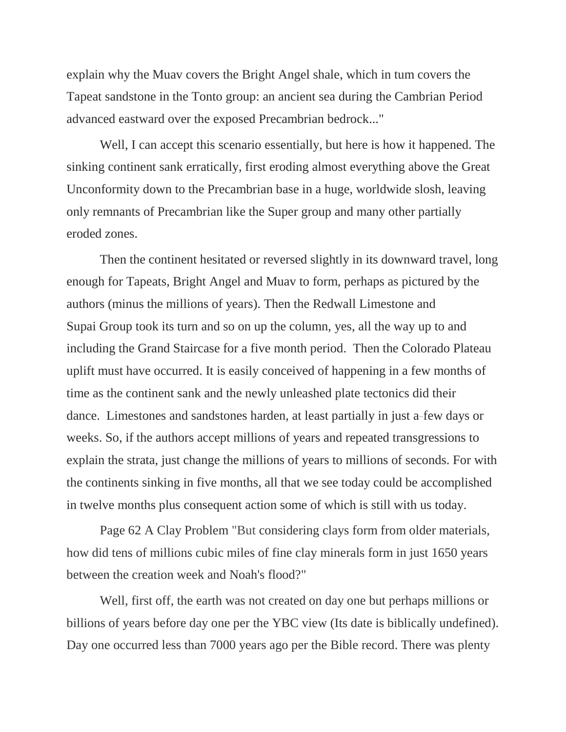explain why the Muav covers the Bright Angel shale, which in tum covers the Tapeat sandstone in the Tonto group: an ancient sea during the Cambrian Period advanced eastward over the exposed Precambrian bedrock..."

Well, I can accept this scenario essentially, but here is how it happened. The sinking continent sank erratically, first eroding almost everything above the Great Unconformity down to the Precambrian base in a huge, worldwide slosh, leaving only remnants of Precambrian like the Super group and many other partially eroded zones.

Then the continent hesitated or reversed slightly in its downward travel, long enough for Tapeats, Bright Angel and Muav to form, perhaps as pictured by the authors (minus the millions of years). Then the Redwall Limestone and Supai Group took its turn and so on up the column, yes, all the way up to and including the Grand Staircase for a five month period. Then the Colorado Plateau uplift must have occurred. It is easily conceived of happening in a few months of time as the continent sank and the newly unleashed plate tectonics did their dance. Limestones and sandstones harden, at least partially in just a few days or weeks. So, if the authors accept millions of years and repeated transgressions to explain the strata, just change the millions of years to millions of seconds. For with the continents sinking in five months, all that we see today could be accomplished in twelve months plus consequent action some of which is still with us today.

Page 62 A Clay Problem "But considering clays form from older materials, how did tens of millions cubic miles of fine clay minerals form in just 1650 years between the creation week and Noah's flood?"

Well, first off, the earth was not created on day one but perhaps millions or billions of years before day one per the YBC view (Its date is biblically undefined). Day one occurred less than 7000 years ago per the Bible record. There was plenty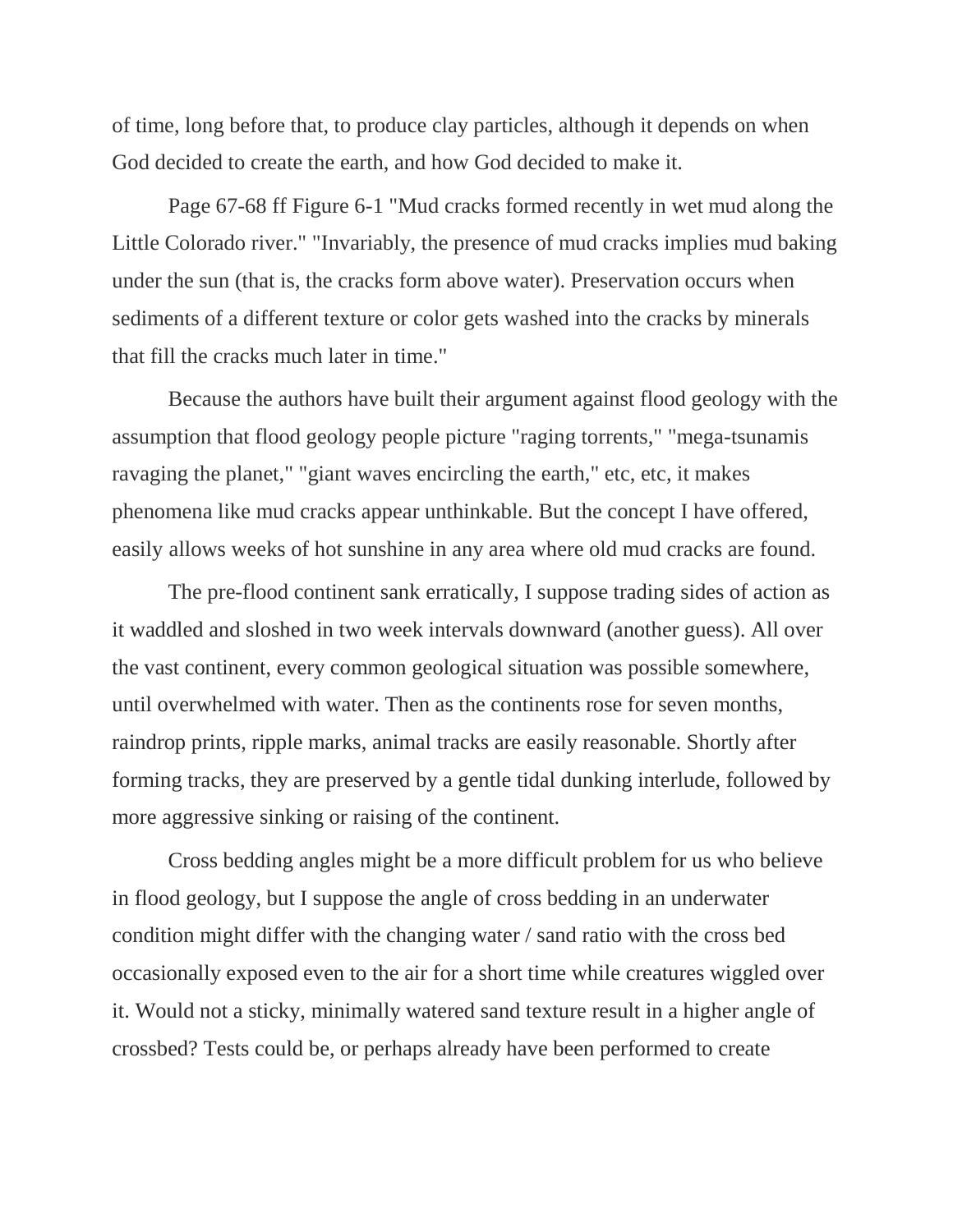of time, long before that, to produce clay particles, although it depends on when God decided to create the earth, and how God decided to make it.

Page 67-68 ff Figure 6-1 "Mud cracks formed recently in wet mud along the Little Colorado river." "Invariably, the presence of mud cracks implies mud baking under the sun (that is, the cracks form above water). Preservation occurs when sediments of a different texture or color gets washed into the cracks by minerals that fill the cracks much later in time."

Because the authors have built their argument against flood geology with the assumption that flood geology people picture "raging torrents," "mega-tsunamis ravaging the planet," "giant waves encircling the earth," etc, etc, it makes phenomena like mud cracks appear unthinkable. But the concept I have offered, easily allows weeks of hot sunshine in any area where old mud cracks are found.

The pre-flood continent sank erratically, I suppose trading sides of action as it waddled and sloshed in two week intervals downward (another guess). All over the vast continent, every common geological situation was possible somewhere, until overwhelmed with water. Then as the continents rose for seven months, raindrop prints, ripple marks, animal tracks are easily reasonable. Shortly after forming tracks, they are preserved by a gentle tidal dunking interlude, followed by more aggressive sinking or raising of the continent.

Cross bedding angles might be a more difficult problem for us who believe in flood geology, but I suppose the angle of cross bedding in an underwater condition might differ with the changing water / sand ratio with the cross bed occasionally exposed even to the air for a short time while creatures wiggled over it. Would not a sticky, minimally watered sand texture result in a higher angle of crossbed? Tests could be, or perhaps already have been performed to create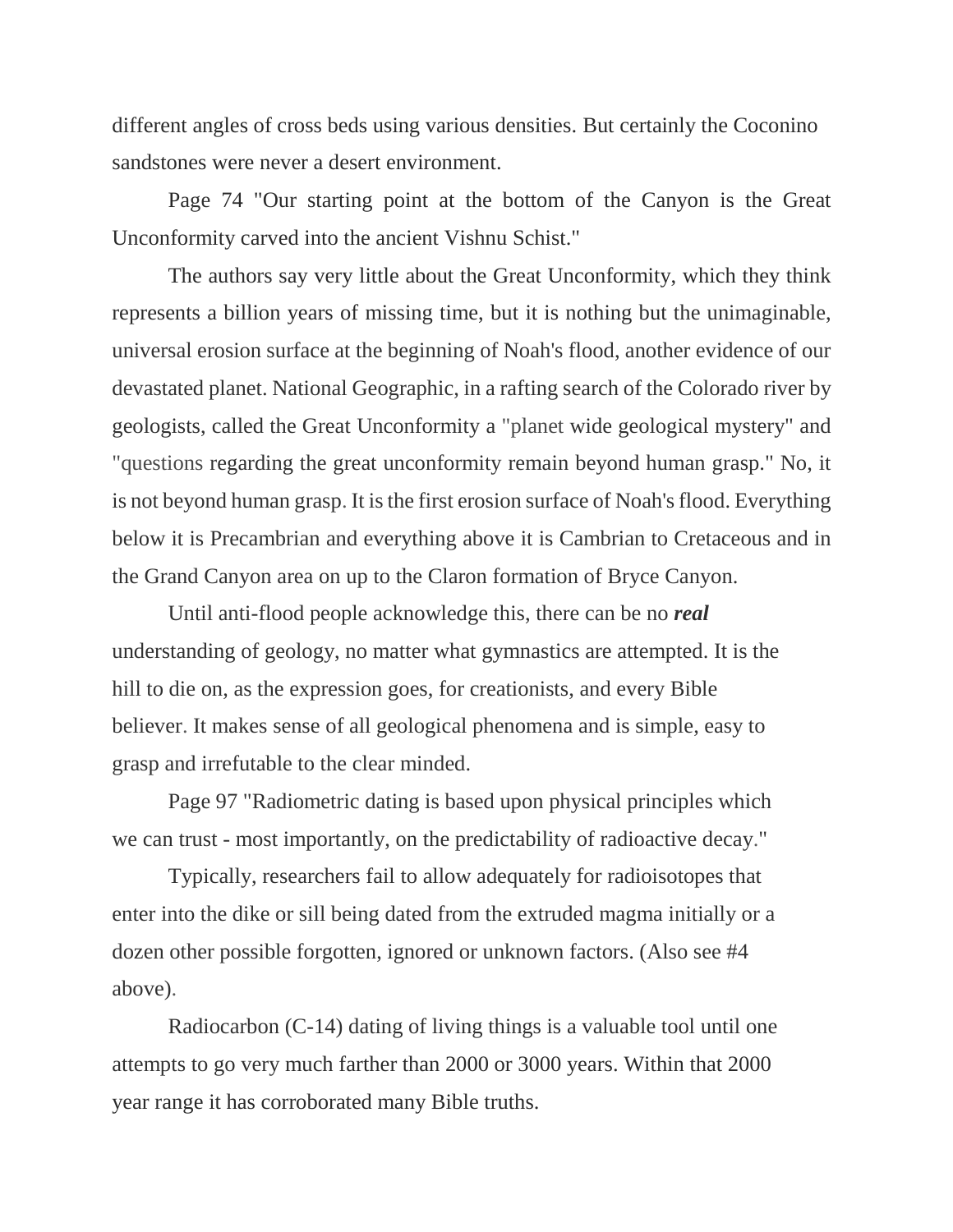different angles of cross beds using various densities. But certainly the Coconino sandstones were never a desert environment.

Page 74 "Our starting point at the bottom of the Canyon is the Great Unconformity carved into the ancient Vishnu Schist."

The authors say very little about the Great Unconformity, which they think represents a billion years of missing time, but it is nothing but the unimaginable, universal erosion surface at the beginning of Noah's flood, another evidence of our devastated planet. National Geographic, in a rafting search of the Colorado river by geologists, called the Great Unconformity a "planet wide geological mystery" and "questions regarding the great unconformity remain beyond human grasp." No, it is not beyond human grasp. It is the first erosion surface of Noah's flood. Everything below it is Precambrian and everything above it is Cambrian to Cretaceous and in the Grand Canyon area on up to the Claron formation of Bryce Canyon.

Until anti-flood people acknowledge this, there can be no ***real*** understanding of geology, no matter what gymnastics are attempted. It is the hill to die on, as the expression goes, for creationists, and every Bible believer. It makes sense of all geological phenomena and is simple, easy to grasp and irrefutable to the clear minded.

Page 97 "Radiometric dating is based upon physical principles which we can trust - most importantly, on the predictability of radioactive decay."

Typically, researchers fail to allow adequately for radioisotopes that enter into the dike or sill being dated from the extruded magma initially or a dozen other possible forgotten, ignored or unknown factors. (Also see #4 above).

Radiocarbon (C-14) dating of living things is a valuable tool until one attempts to go very much farther than 2000 or 3000 years. Within that 2000 year range it has corroborated many Bible truths.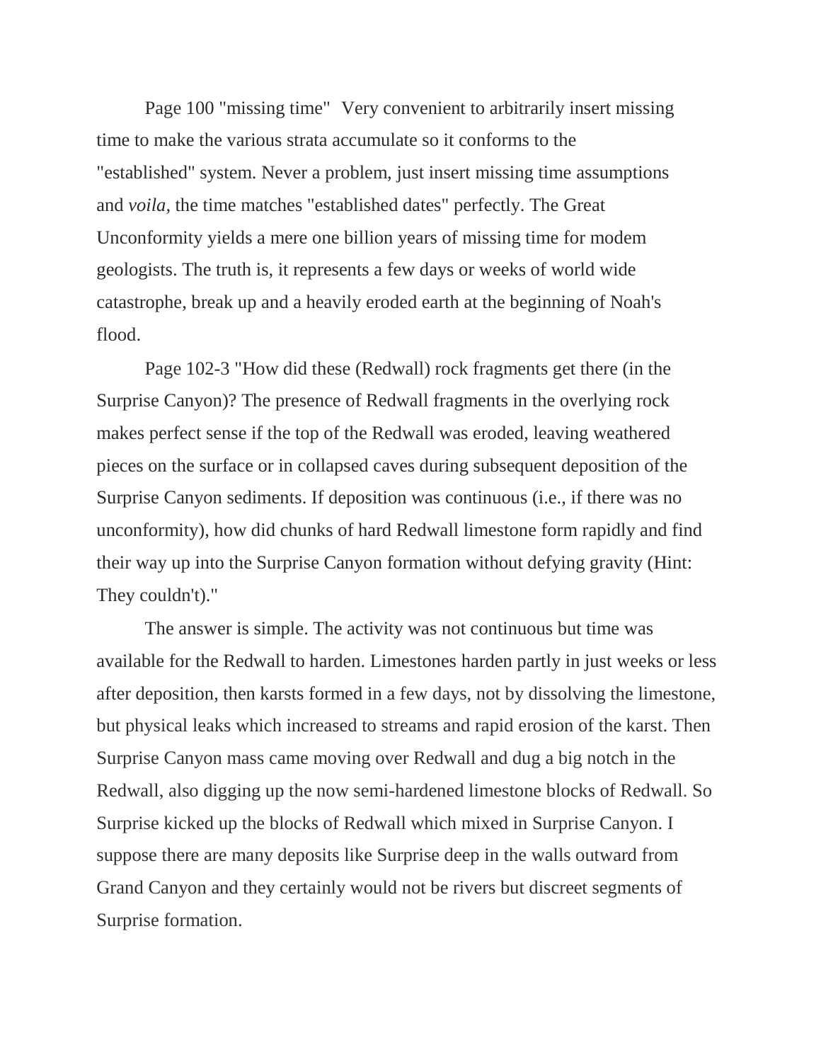Page 100 "missing time" Very convenient to arbitrarily insert missing time to make the various strata accumulate so it conforms to the "established" system. Never a problem, just insert missing time assumptions and *voila,* the time matches "established dates" perfectly. The Great Unconformity yields a mere one billion years of missing time for modem geologists. The truth is, it represents a few days or weeks of world wide catastrophe, break up and a heavily eroded earth at the beginning of Noah's flood.

Page 102-3 "How did these (Redwall) rock fragments get there (in the Surprise Canyon)? The presence of Redwall fragments in the overlying rock makes perfect sense if the top of the Redwall was eroded, leaving weathered pieces on the surface or in collapsed caves during subsequent deposition of the Surprise Canyon sediments. If deposition was continuous (i.e., if there was no unconformity), how did chunks of hard Redwall limestone form rapidly and find their way up into the Surprise Canyon formation without defying gravity (Hint: They couldn't)."

The answer is simple. The activity was not continuous but time was available for the Redwall to harden. Limestones harden partly in just weeks or less after deposition, then karsts formed in a few days, not by dissolving the limestone, but physical leaks which increased to streams and rapid erosion of the karst. Then Surprise Canyon mass came moving over Redwall and dug a big notch in the Redwall, also digging up the now semi-hardened limestone blocks of Redwall. So Surprise kicked up the blocks of Redwall which mixed in Surprise Canyon. I suppose there are many deposits like Surprise deep in the walls outward from Grand Canyon and they certainly would not be rivers but discreet segments of Surprise formation.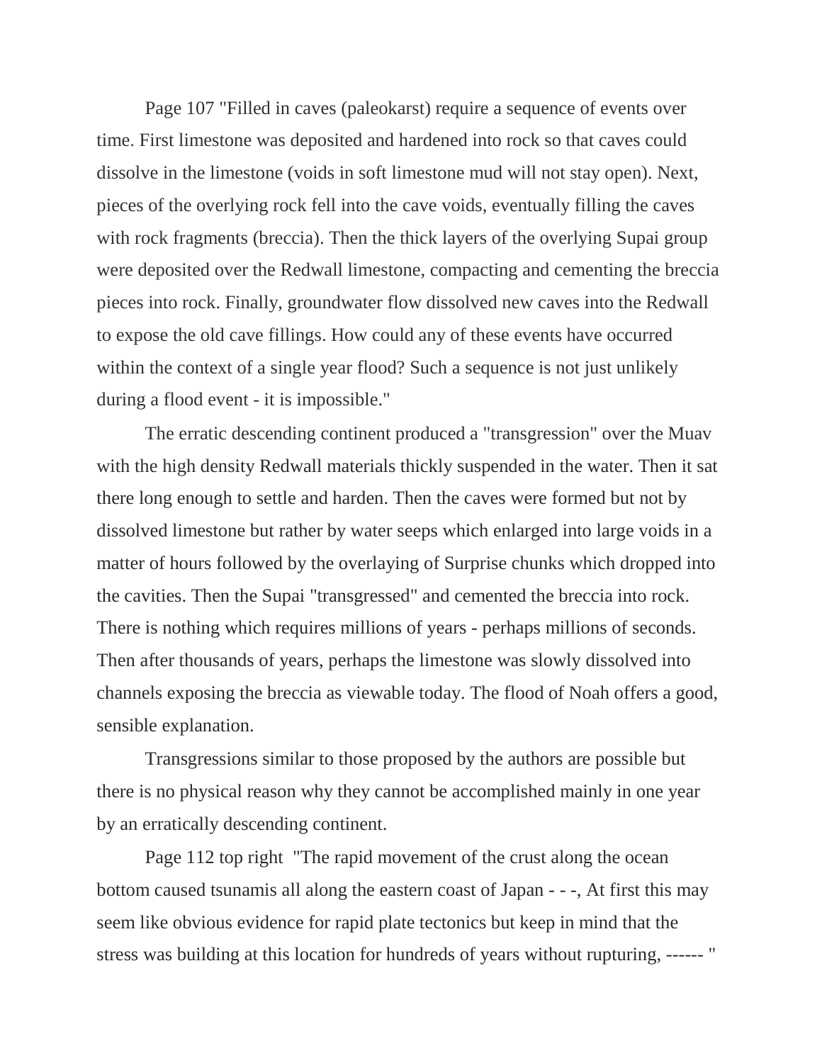Page 107 "Filled in caves (paleokarst) require a sequence of events over time. First limestone was deposited and hardened into rock so that caves could dissolve in the limestone (voids in soft limestone mud will not stay open). Next, pieces of the overlying rock fell into the cave voids, eventually filling the caves with rock fragments (breccia). Then the thick layers of the overlying Supai group were deposited over the Redwall limestone, compacting and cementing the breccia pieces into rock. Finally, groundwater flow dissolved new caves into the Redwall to expose the old cave fillings. How could any of these events have occurred within the context of a single year flood? Such a sequence is not just unlikely during a flood event - it is impossible."

The erratic descending continent produced a "transgression" over the Muav with the high density Redwall materials thickly suspended in the water. Then it sat there long enough to settle and harden. Then the caves were formed but not by dissolved limestone but rather by water seeps which enlarged into large voids in a matter of hours followed by the overlaying of Surprise chunks which dropped into the cavities. Then the Supai "transgressed" and cemented the breccia into rock. There is nothing which requires millions of years - perhaps millions of seconds. Then after thousands of years, perhaps the limestone was slowly dissolved into channels exposing the breccia as viewable today. The flood of Noah offers a good, sensible explanation.

Transgressions similar to those proposed by the authors are possible but there is no physical reason why they cannot be accomplished mainly in one year by an erratically descending continent.

Page 112 top right "The rapid movement of the crust along the ocean bottom caused tsunamis all along the eastern coast of Japan - - -, At first this may seem like obvious evidence for rapid plate tectonics but keep in mind that the stress was building at this location for hundreds of years without rupturing, ------ "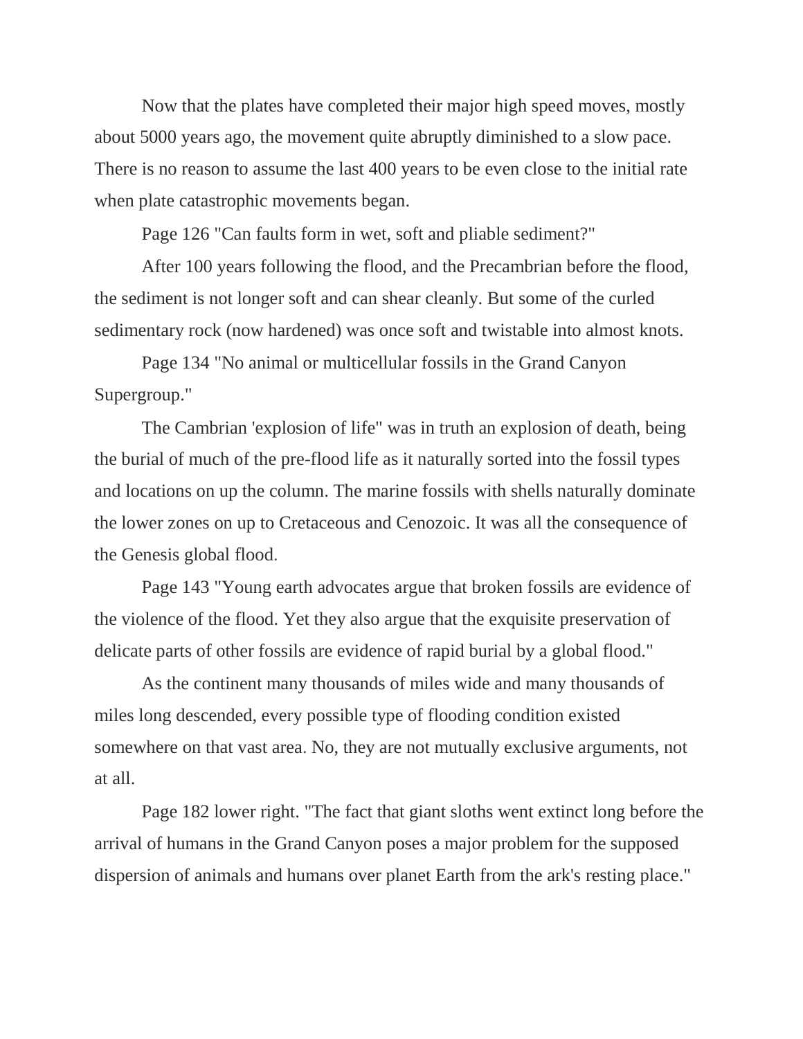Now that the plates have completed their major high speed moves, mostly about 5000 years ago, the movement quite abruptly diminished to a slow pace. There is no reason to assume the last 400 years to be even close to the initial rate when plate catastrophic movements began.

Page 126 "Can faults form in wet, soft and pliable sediment?"

After 100 years following the flood, and the Precambrian before the flood, the sediment is not longer soft and can shear cleanly. But some of the curled sedimentary rock (now hardened) was once soft and twistable into almost knots.

Page 134 "No animal or multicellular fossils in the Grand Canyon Supergroup."

The Cambrian 'explosion of life" was in truth an explosion of death, being the burial of much of the pre-flood life as it naturally sorted into the fossil types and locations on up the column. The marine fossils with shells naturally dominate the lower zones on up to Cretaceous and Cenozoic. It was all the consequence of the Genesis global flood.

Page 143 "Young earth advocates argue that broken fossils are evidence of the violence of the flood. Yet they also argue that the exquisite preservation of delicate parts of other fossils are evidence of rapid burial by a global flood."

As the continent many thousands of miles wide and many thousands of miles long descended, every possible type of flooding condition existed somewhere on that vast area. No, they are not mutually exclusive arguments, not at all.

Page 182 lower right. "The fact that giant sloths went extinct long before the arrival of humans in the Grand Canyon poses a major problem for the supposed dispersion of animals and humans over planet Earth from the ark's resting place."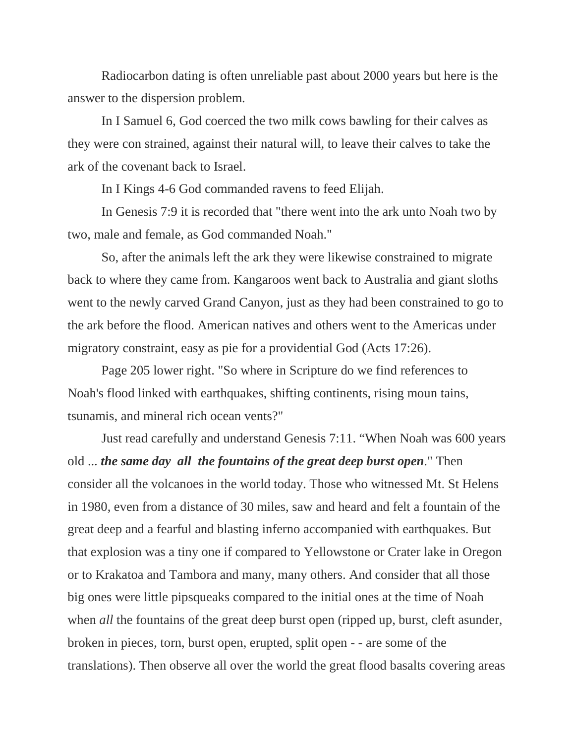Radiocarbon dating is often unreliable past about 2000 years but here is the answer to the dispersion problem.

In I Samuel 6, God coerced the two milk cows bawling for their calves as they were con strained, against their natural will, to leave their calves to take the ark of the covenant back to Israel.

In I Kings 4-6 God commanded ravens to feed Elijah.

In Genesis 7:9 it is recorded that "there went into the ark unto Noah two by two, male and female, as God commanded Noah."

So, after the animals left the ark they were likewise constrained to migrate back to where they came from. Kangaroos went back to Australia and giant sloths went to the newly carved Grand Canyon, just as they had been constrained to go to the ark before the flood. American natives and others went to the Americas under migratory constraint, easy as pie for a providential God (Acts 17:26).

Page 205 lower right. "So where in Scripture do we find references to Noah's flood linked with earthquakes, shifting continents, rising moun tains, tsunamis, and mineral rich ocean vents?"

Just read carefully and understand Genesis 7:11. “When Noah was 600 years old ... ***the same day all the fountains of the great deep burst open***." Then consider all the volcanoes in the world today. Those who witnessed Mt. St Helens in 1980, even from a distance of 30 miles, saw and heard and felt a fountain of the great deep and a fearful and blasting inferno accompanied with earthquakes. But that explosion was a tiny one if compared to Yellowstone or Crater lake in Oregon or to Krakatoa and Tambora and many, many others. And consider that all those big ones were little pipsqueaks compared to the initial ones at the time of Noah when *all* the fountains of the great deep burst open (ripped up, burst, cleft asunder, broken in pieces, torn, burst open, erupted, split open - - are some of the translations). Then observe all over the world the great flood basalts covering areas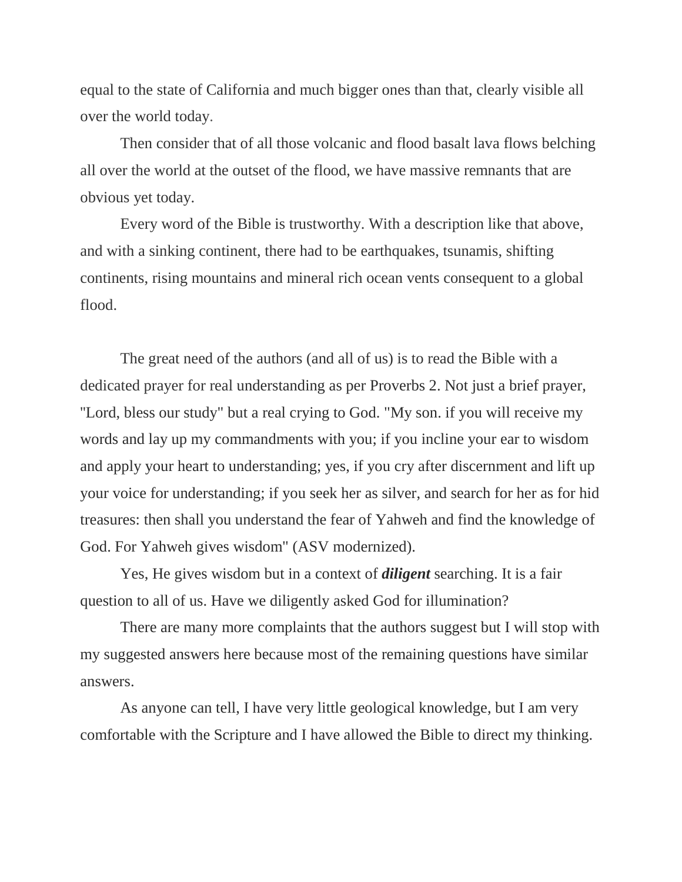equal to the state of California and much bigger ones than that, clearly visible all over the world today.

Then consider that of all those volcanic and flood basalt lava flows belching all over the world at the outset of the flood, we have massive remnants that are obvious yet today.

Every word of the Bible is trustworthy. With a description like that above, and with a sinking continent, there had to be earthquakes, tsunamis, shifting continents, rising mountains and mineral rich ocean vents consequent to a global flood.

The great need of the authors (and all of us) is to read the Bible with a dedicated prayer for real understanding as per Proverbs 2. Not just a brief prayer, "Lord, bless our study" but a real crying to God. "My son. if you will receive my words and lay up my commandments with you; if you incline your ear to wisdom and apply your heart to understanding; yes, if you cry after discernment and lift up your voice for understanding; if you seek her as silver, and search for her as for hid treasures: then shall you understand the fear of Yahweh and find the knowledge of God. For Yahweh gives wisdom" (ASV modernized).

Yes, He gives wisdom but in a context of ***diligent*** searching. It is a fair question to all of us. Have we diligently asked God for illumination?

There are many more complaints that the authors suggest but I will stop with my suggested answers here because most of the remaining questions have similar answers.

As anyone can tell, I have very little geological knowledge, but I am very comfortable with the Scripture and I have allowed the Bible to direct my thinking.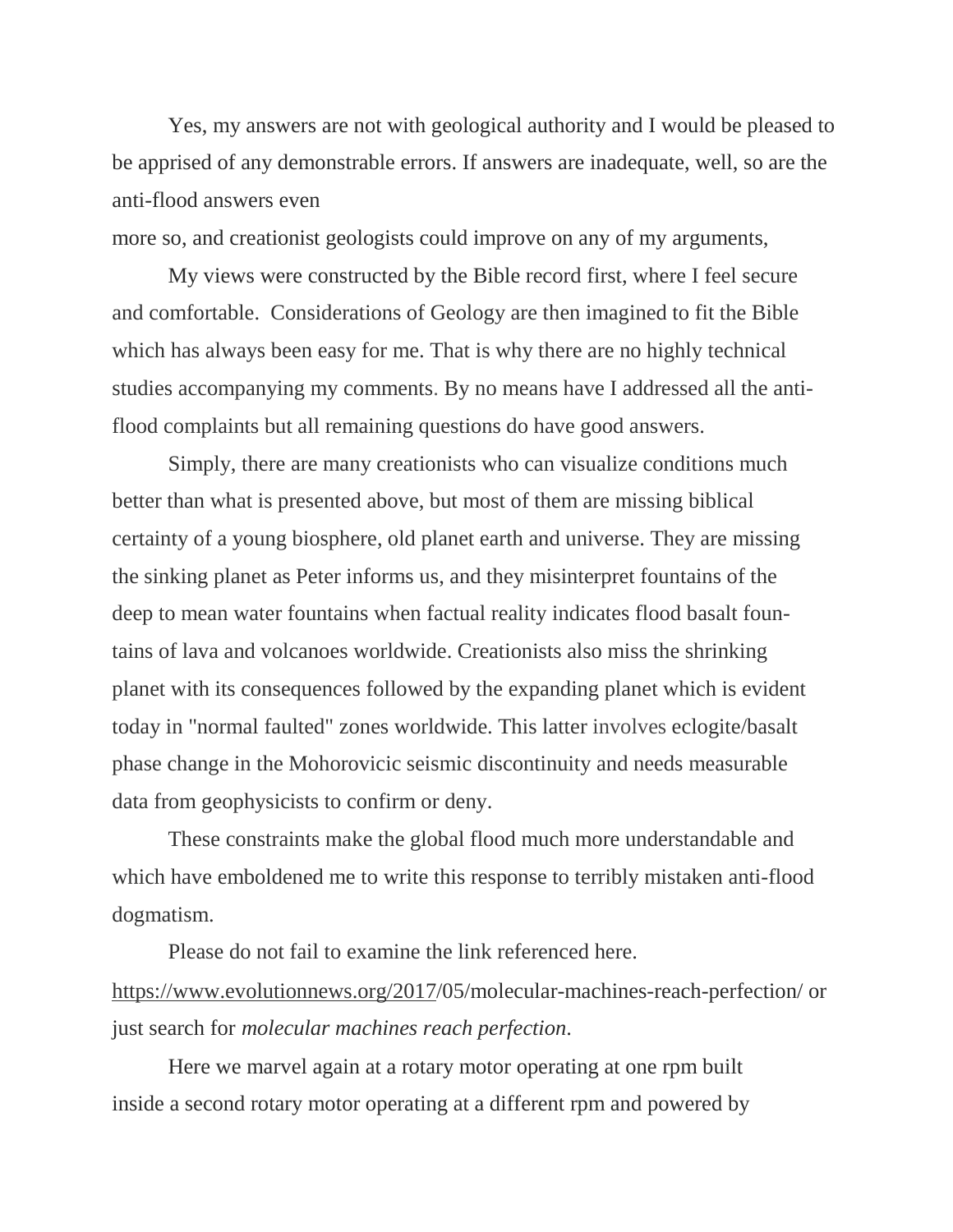Yes, my answers are not with geological authority and I would be pleased to be apprised of any demonstrable errors. If answers are inadequate, well, so are the anti-flood answers even more so, and creationist geologists could improve on any of my arguments,

My views were constructed by the Bible record first, where I feel secure and comfortable. Considerations of Geology are then imagined to fit the Bible which has always been easy for me. That is why there are no highly technical studies accompanying my comments. By no means have I addressed all the anti-flood complaints but all remaining questions do have good answers.

Simply, there are many creationists who can visualize conditions much better than what is presented above, but most of them are missing biblical certainty of a young biosphere, old planet earth and universe. They are missing the sinking planet as Peter informs us, and they misinterpret fountains of the deep to mean water fountains when factual reality indicates flood basalt fountains of lava and volcanoes worldwide. Creationists also miss the shrinking planet with its consequences followed by the expanding planet which is evident today in "normal faulted" zones worldwide. This latter involves eclogite/basalt phase change in the Mohorovicic seismic discontinuity and needs measurable data from geophysicists to confirm or deny.

These constraints make the global flood much more understandable and which have emboldened me to write this response to terribly mistaken anti-flood dogmatism.

Please do not fail to examine the link referenced here. https://www.evolutionnews.org/2017/05/molecular-machines-reach-perfection/ or just search for *molecular machines reach perfection.*

Here we marvel again at a rotary motor operating at one rpm built inside a second rotary motor operating at a different rpm and powered by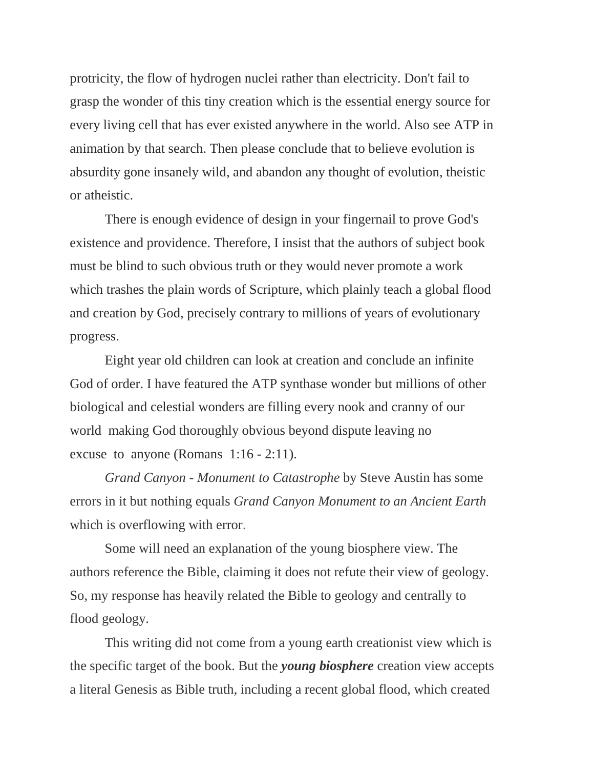protricity, the flow of hydrogen nuclei rather than electricity. Don't fail to grasp the wonder of this tiny creation which is the essential energy source for every living cell that has ever existed anywhere in the world. Also see ATP in animation by that search. Then please conclude that to believe evolution is absurdity gone insanely wild, and abandon any thought of evolution, theistic or atheistic.

There is enough evidence of design in your fingernail to prove God's existence and providence. Therefore, I insist that the authors of subject book must be blind to such obvious truth or they would never promote a work which trashes the plain words of Scripture, which plainly teach a global flood and creation by God, precisely contrary to millions of years of evolutionary progress.

Eight year old children can look at creation and conclude an infinite God of order. I have featured the ATP synthase wonder but millions of other biological and celestial wonders are filling every nook and cranny of our world making God thoroughly obvious beyond dispute leaving no excuse to anyone (Romans 1:16 - 2:11).

*Grand Canyon - Monument to Catastrophe* by Steve Austin has some errors in it but nothing equals *Grand Canyon Monument to an Ancient Earth* which is overflowing with error.

Some will need an explanation of the young biosphere view. The authors reference the Bible, claiming it does not refute their view of geology. So, my response has heavily related the Bible to geology and centrally to flood geology.

This writing did not come from a young earth creationist view which is the specific target of the book. But the ***young biosphere*** creation view accepts a literal Genesis as Bible truth, including a recent global flood, which created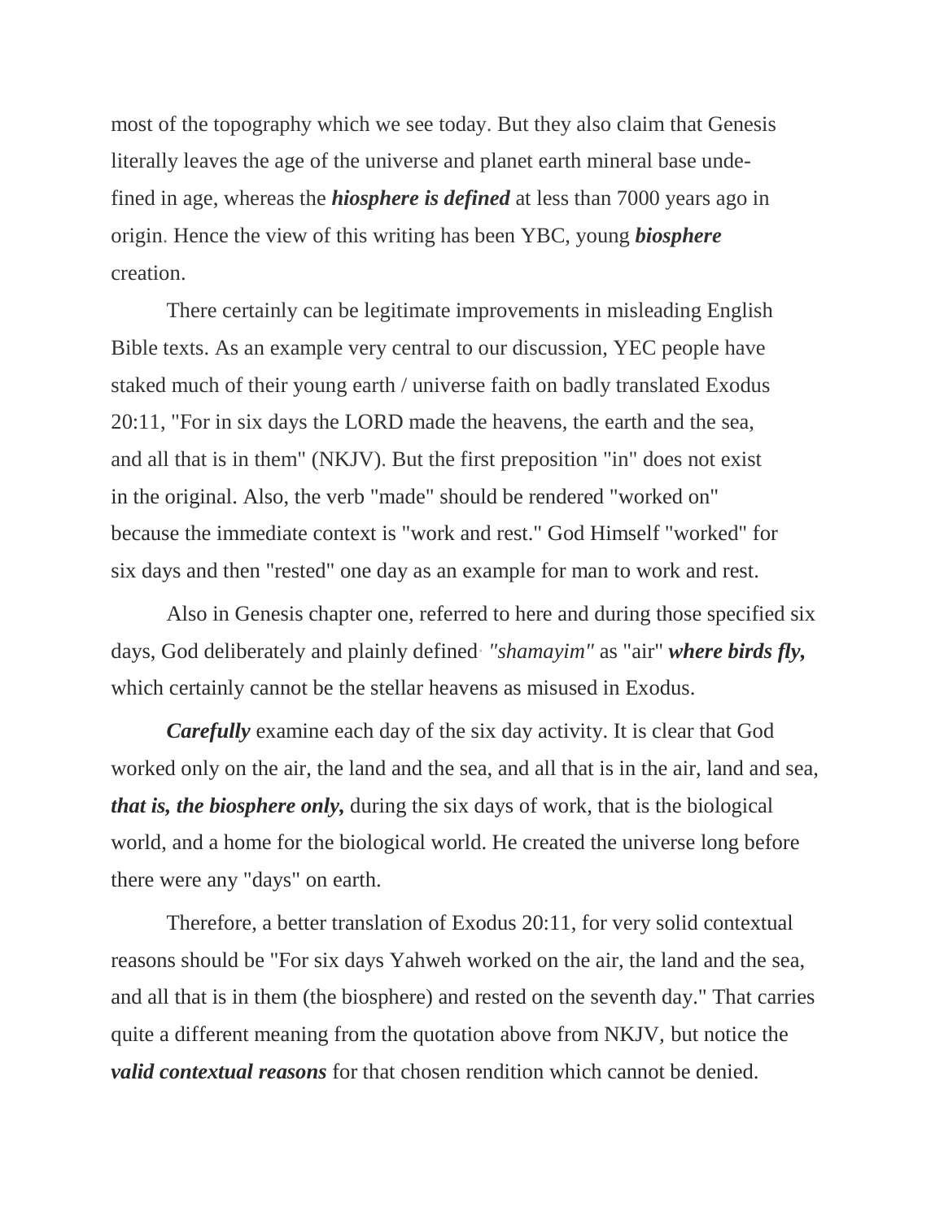most of the topography which we see today. But they also claim that Genesis literally leaves the age of the universe and planet earth mineral base undefined in age, whereas the ***hiosphere is defined*** at less than 7000 years ago in origin. Hence the view of this writing has been YBC, young ***biosphere*** creation.

There certainly can be legitimate improvements in misleading English Bible texts. As an example very central to our discussion, YEC people have staked much of their young earth / universe faith on badly translated Exodus 20:11, "For in six days the LORD made the heavens, the earth and the sea, and all that is in them" (NKJV). But the first preposition "in" does not exist in the original. Also, the verb "made" should be rendered "worked on" because the immediate context is "work and rest." God Himself "worked" for six days and then "rested" one day as an example for man to work and rest.

Also in Genesis chapter one, referred to here and during those specified six days, God deliberately and plainly defined *"shamayim"* as "air" ***where birds fly,*** which certainly cannot be the stellar heavens as misused in Exodus.

***Carefully*** examine each day of the six day activity. It is clear that God worked only on the air, the land and the sea, and all that is in the air, land and sea, ***that is, the biosphere only,*** during the six days of work, that is the biological world, and a home for the biological world. He created the universe long before there were any "days" on earth.

Therefore, a better translation of Exodus 20:11, for very solid contextual reasons should be "For six days Yahweh worked on the air, the land and the sea, and all that is in them (the biosphere) and rested on the seventh day." That carries quite a different meaning from the quotation above from NKJV, but notice the ***valid contextual reasons*** for that chosen rendition which cannot be denied.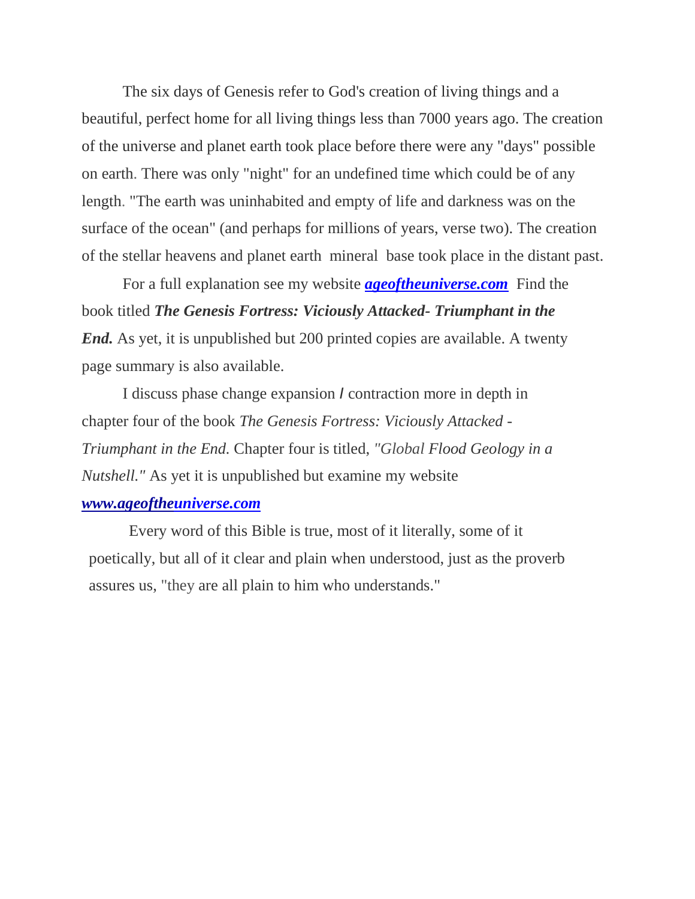The six days of Genesis refer to God's creation of living things and a beautiful, perfect home for all living things less than 7000 years ago. The creation of the universe and planet earth took place before there were any "days" possible on earth. There was only "night" for an undefined time which could be of any length. "The earth was uninhabited and empty of life and darkness was on the surface of the ocean" (and perhaps for millions of years, verse two). The creation of the stellar heavens and planet earth mineral base took place in the distant past.

For a full explanation see my website ***ageoftheuniverse.com*** Find the book titled ***The Genesis Fortress: Viciously Attacked- Triumphant in the End.*** As yet, it is unpublished but 200 printed copies are available. A twenty page summary is also available.

I discuss phase change expansion / contraction more in depth in chapter four of the book *The Genesis Fortress: Viciously Attacked - Triumphant in the End.* Chapter four is titled, *"Global Flood Geology in a Nutshell."* As yet it is unpublished but examine my website ***www.ageoftheuniverse.com***

Every word of this Bible is true, most of it literally, some of it poetically, but all of it clear and plain when understood, just as the proverb assures us, "they are all plain to him who understands."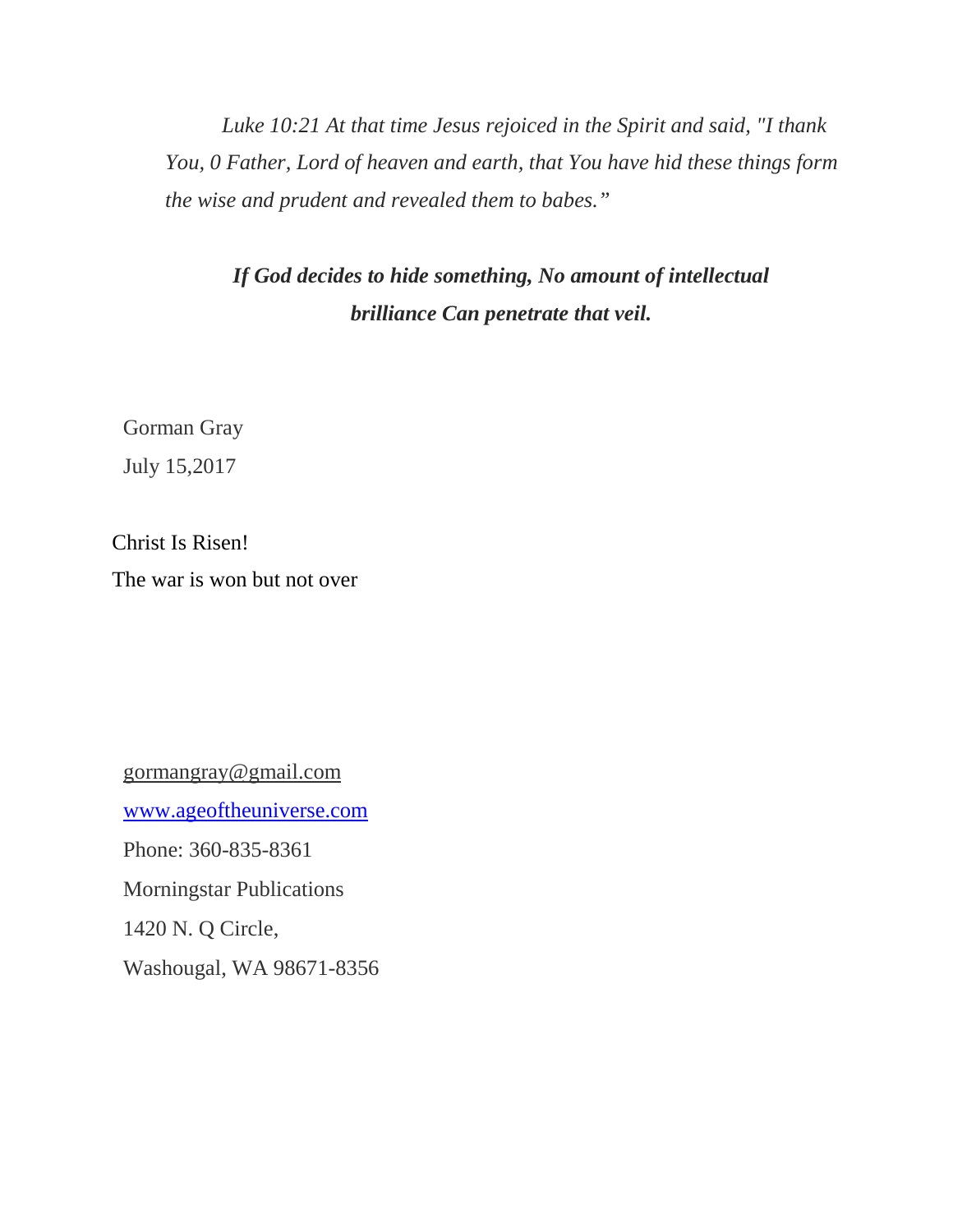*Luke 10:21 At that time Jesus rejoiced in the Spirit and said, "I thank You, 0 Father, Lord of heaven and earth, that You have hid these things form the wise and prudent and revealed them to babes."*

***If God decides to hide something, No amount of intellectual brilliance Can penetrate that veil.***

Gorman Gray
July 15,2017

Christ Is Risen!
The war is won but not over

gormangray@gmail.com
www.ageoftheuniverse.com
Phone: 360-835-8361
Morningstar Publications
1420 N. Q Circle,
Washougal, WA 98671-8356